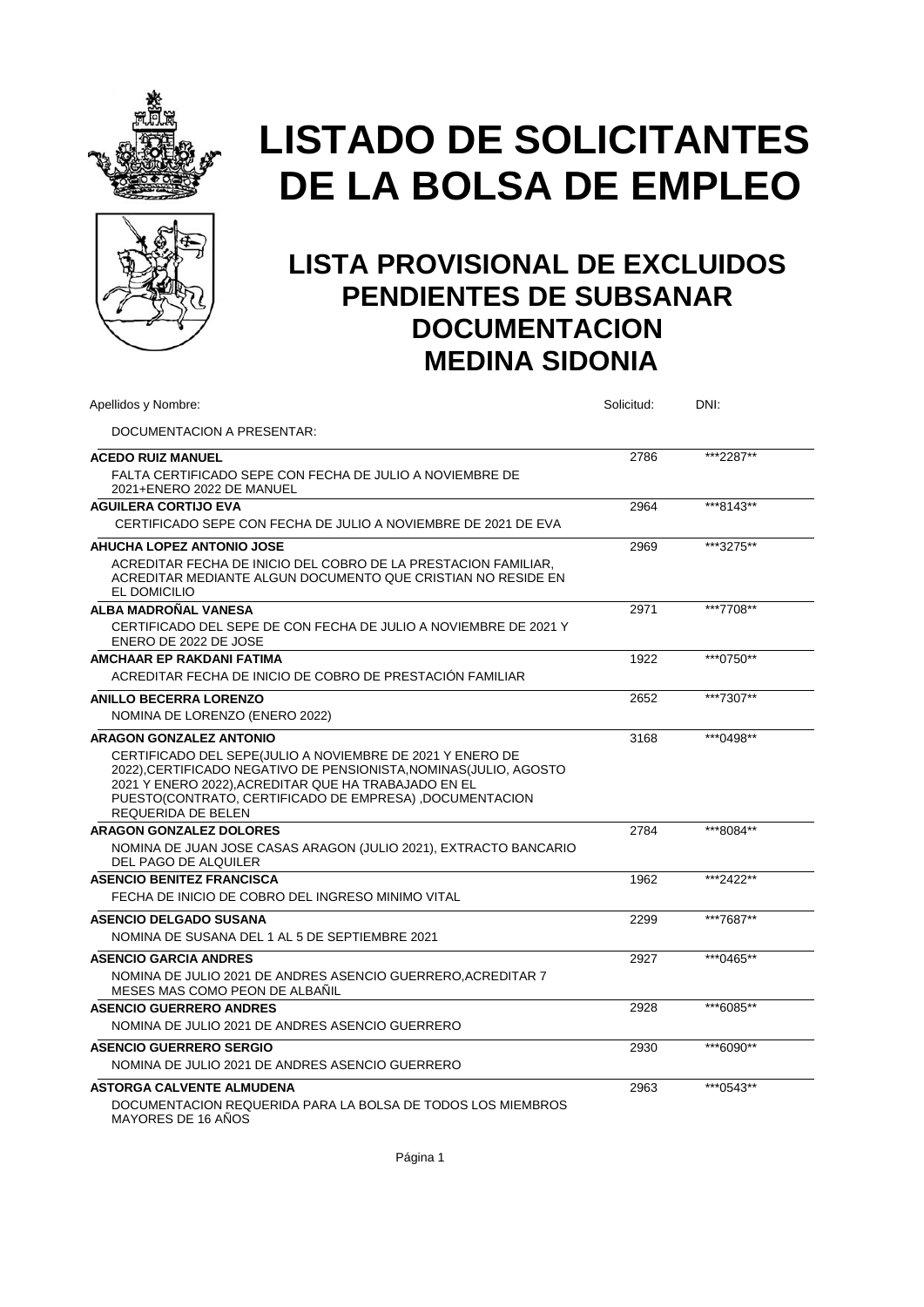# LISTADO DE SOLICITANTES DE LA BOLSA DE EMPLEO

## LISTA PROVISIONAL DE EXCLUIDOS PENDIENTES DE SUBSANAR DOCUMENTACION MEDINA SIDONIA

| Apellidos y Nombre: | Solicitud: | DNI: |
|---|---|---|
| DOCUMENTACION A PRESENTAR: | | |
| **ACEDO RUIZ MANUEL** | 2786 | \*\*\*2287\*\* |
| FALTA CERTIFICADO SEPE CON FECHA DE JULIO A NOVIEMBRE DE 2021+ENERO 2022 DE MANUEL | | |
| **AGUILERA CORTIJO EVA** | 2964 | \*\*\*8143\*\* |
| CERTIFICADO SEPE CON FECHA DE JULIO A NOVIEMBRE DE 2021 DE EVA | | |
| **AHUCHA LOPEZ ANTONIO JOSE** | 2969 | \*\*\*3275\*\* |
| ACREDITAR FECHA DE INICIO DEL COBRO DE LA PRESTACION FAMILIAR, ACREDITAR MEDIANTE ALGUN DOCUMENTO QUE CRISTIAN NO RESIDE EN EL DOMICILIO | | |
| **ALBA MADROÑAL VANESA** | 2971 | \*\*\*7708\*\* |
| CERTIFICADO DEL SEPE DE CON FECHA DE JULIO A NOVIEMBRE DE 2021 Y ENERO DE 2022 DE JOSE | | |
| **AMCHAAR EP RAKDANI FATIMA** | 1922 | \*\*\*0750\*\* |
| ACREDITAR FECHA DE INICIO DE COBRO DE PRESTACIÓN FAMILIAR | | |
| **ANILLO BECERRA LORENZO** | 2652 | \*\*\*7307\*\* |
| NOMINA DE LORENZO (ENERO 2022) | | |
| **ARAGON GONZALEZ ANTONIO** | 3168 | \*\*\*0498\*\* |
| CERTIFICADO DEL SEPE(JULIO A NOVIEMBRE DE 2021 Y ENERO DE 2022),CERTIFICADO NEGATIVO DE PENSIONISTA,NOMINAS(JULIO, AGOSTO 2021 Y ENERO 2022),ACREDITAR QUE HA TRABAJADO EN EL PUESTO(CONTRATO, CERTIFICADO DE EMPRESA) ,DOCUMENTACION REQUERIDA DE BELEN | | |
| **ARAGON GONZALEZ DOLORES** | 2784 | \*\*\*8084\*\* |
| NOMINA DE JUAN JOSE CASAS ARAGON (JULIO 2021), EXTRACTO BANCARIO DEL PAGO DE ALQUILER | | |
| **ASENCIO BENITEZ FRANCISCA** | 1962 | \*\*\*2422\*\* |
| FECHA DE INICIO DE COBRO DEL INGRESO MINIMO VITAL | | |
| **ASENCIO DELGADO SUSANA** | 2299 | \*\*\*7687\*\* |
| NOMINA DE SUSANA DEL 1 AL 5 DE SEPTIEMBRE 2021 | | |
| **ASENCIO GARCIA ANDRES** | 2927 | \*\*\*0465\*\* |
| NOMINA DE JULIO 2021 DE ANDRES ASENCIO GUERRERO,ACREDITAR 7 MESES MAS COMO PEON DE ALBAÑIL | | |
| **ASENCIO GUERRERO ANDRES** | 2928 | \*\*\*6085\*\* |
| NOMINA DE JULIO 2021 DE ANDRES ASENCIO GUERRERO | | |
| **ASENCIO GUERRERO SERGIO** | 2930 | \*\*\*6090\*\* |
| NOMINA DE JULIO 2021 DE ANDRES ASENCIO GUERRERO | | |
| **ASTORGA CALVENTE ALMUDENA** | 2963 | \*\*\*0543\*\* |
| DOCUMENTACION REQUERIDA PARA LA BOLSA DE TODOS LOS MIEMBROS MAYORES DE 16 AÑOS | | |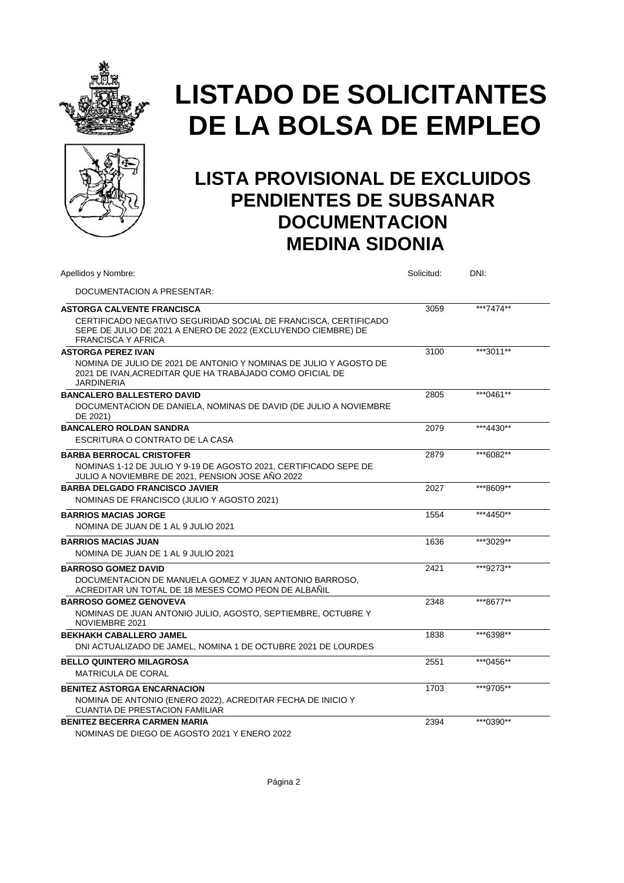# LISTADO DE SOLICITANTES DE LA BOLSA DE EMPLEO

## LISTA PROVISIONAL DE EXCLUIDOS PENDIENTES DE SUBSANAR DOCUMENTACION MEDINA SIDONIA

| Apellidos y Nombre: / DOCUMENTACION A PRESENTAR: | Solicitud: | DNI: |
|---|---|---|
| **ASTORGA CALVENTE FRANCISCA**<br>CERTIFICADO NEGATIVO SEGURIDAD SOCIAL DE FRANCISCA, CERTIFICADO SEPE DE JULIO DE 2021 A ENERO DE 2022 (EXCLUYENDO CIEMBRE) DE FRANCISCA Y AFRICA | 3059 | ***7474** |
| **ASTORGA PEREZ IVAN**<br>NOMINA DE JULIO DE 2021 DE ANTONIO Y NOMINAS DE JULIO Y AGOSTO DE 2021 DE IVAN,ACREDITAR QUE HA TRABAJADO COMO OFICIAL DE JARDINERIA | 3100 | ***3011** |
| **BANCALERO BALLESTERO DAVID**<br>DOCUMENTACION DE DANIELA, NOMINAS DE DAVID (DE JULIO A NOVIEMBRE DE 2021) | 2805 | ***0461** |
| **BANCALERO ROLDAN SANDRA**<br>ESCRITURA O CONTRATO DE LA CASA | 2079 | ***4430** |
| **BARBA BERROCAL CRISTOFER**<br>NOMINAS 1-12 DE JULIO Y 9-19 DE AGOSTO 2021, CERTIFICADO SEPE DE JULIO A NOVIEMBRE DE 2021, PENSION JOSE AÑO 2022 | 2879 | ***6082** |
| **BARBA DELGADO FRANCISCO JAVIER**<br>NOMINAS DE FRANCISCO (JULIO Y AGOSTO 2021) | 2027 | ***8609** |
| **BARRIOS MACIAS JORGE**<br>NOMINA DE JUAN DE 1 AL 9 JULIO 2021 | 1554 | ***4450** |
| **BARRIOS MACIAS JUAN**<br>NOMINA DE JUAN DE 1 AL 9 JULIO 2021 | 1636 | ***3029** |
| **BARROSO GOMEZ DAVID**<br>DOCUMENTACION DE MANUELA GOMEZ Y JUAN ANTONIO BARROSO, ACREDITAR UN TOTAL DE 18 MESES COMO PEON DE ALBAÑIL | 2421 | ***9273** |
| **BARROSO GOMEZ GENOVEVA**<br>NOMINAS DE JUAN ANTONIO JULIO, AGOSTO, SEPTIEMBRE, OCTUBRE Y NOVIEMBRE 2021 | 2348 | ***8677** |
| **BEKHAKH CABALLERO JAMEL**<br>DNI ACTUALIZADO DE JAMEL, NOMINA 1 DE OCTUBRE 2021 DE LOURDES | 1838 | ***6398** |
| **BELLO QUINTERO MILAGROSA**<br>MATRICULA DE CORAL | 2551 | ***0456** |
| **BENITEZ ASTORGA ENCARNACION**<br>NOMINA DE ANTONIO (ENERO 2022), ACREDITAR FECHA DE INICIO Y CUANTIA DE PRESTACION FAMILIAR | 1703 | ***9705** |
| **BENITEZ BECERRA CARMEN MARIA**<br>NOMINAS DE DIEGO DE AGOSTO 2021 Y ENERO 2022 | 2394 | ***0390** |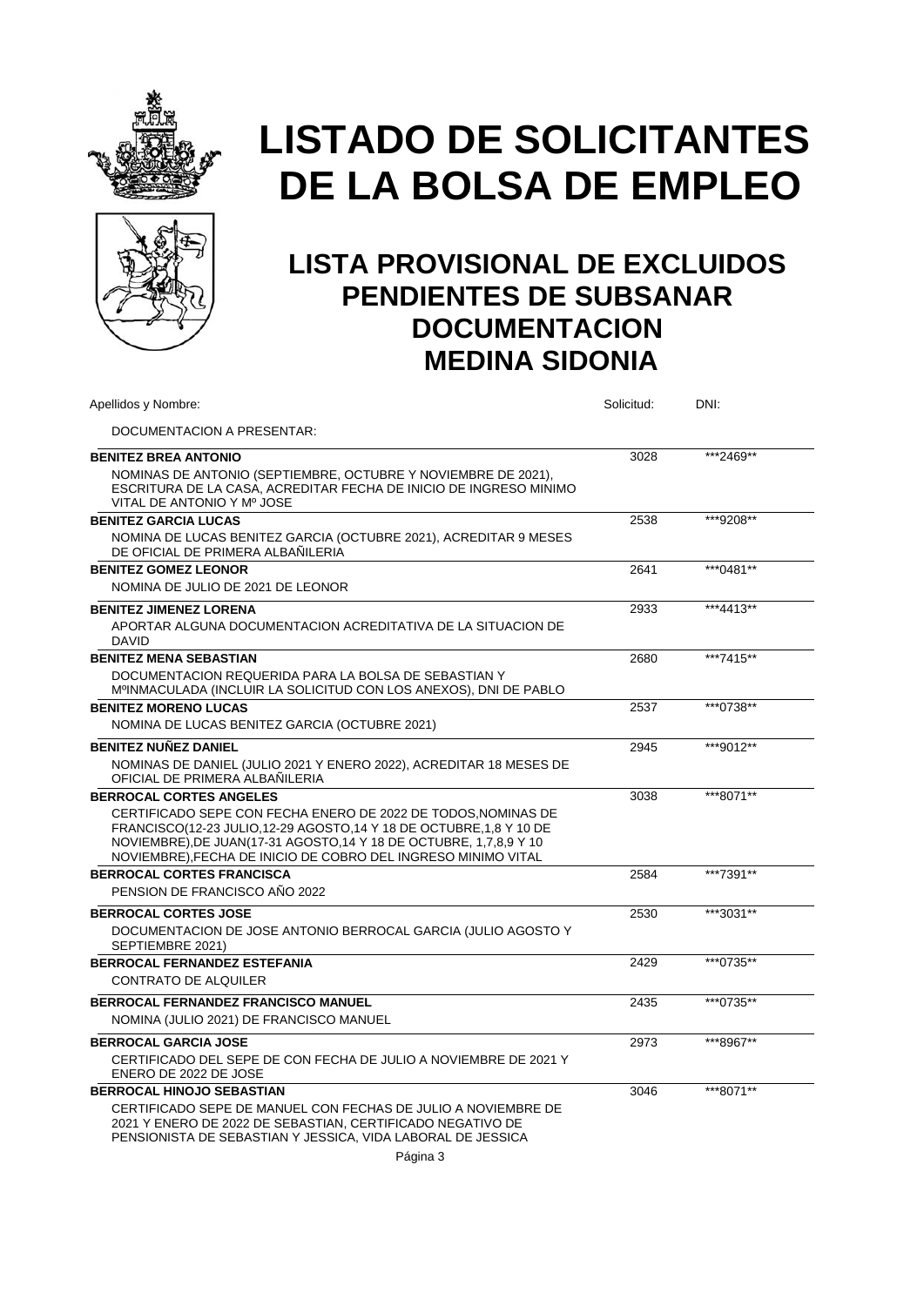# LISTADO DE SOLICITANTES DE LA BOLSA DE EMPLEO

## LISTA PROVISIONAL DE EXCLUIDOS PENDIENTES DE SUBSANAR DOCUMENTACION MEDINA SIDONIA

| Apellidos y Nombre: / DOCUMENTACION A PRESENTAR: | Solicitud: | DNI: |
|---|---|---|
| **BENITEZ BREA ANTONIO**<br>NOMINAS DE ANTONIO (SEPTIEMBRE, OCTUBRE Y NOVIEMBRE DE 2021), ESCRITURA DE LA CASA, ACREDITAR FECHA DE INICIO DE INGRESO MINIMO VITAL DE ANTONIO Y Mº JOSE | 3028 | ***2469** |
| **BENITEZ GARCIA LUCAS**<br>NOMINA DE LUCAS BENITEZ GARCIA (OCTUBRE 2021), ACREDITAR 9 MESES DE OFICIAL DE PRIMERA ALBAÑILERIA | 2538 | ***9208** |
| **BENITEZ GOMEZ LEONOR**<br>NOMINA DE JULIO DE 2021 DE LEONOR | 2641 | ***0481** |
| **BENITEZ JIMENEZ LORENA**<br>APORTAR ALGUNA DOCUMENTACION ACREDITATIVA DE LA SITUACION DE DAVID | 2933 | ***4413** |
| **BENITEZ MENA SEBASTIAN**<br>DOCUMENTACION REQUERIDA PARA LA BOLSA DE SEBASTIAN Y MºINMACULADA (INCLUIR LA SOLICITUD CON LOS ANEXOS), DNI DE PABLO | 2680 | ***7415** |
| **BENITEZ MORENO LUCAS**<br>NOMINA DE LUCAS BENITEZ GARCIA (OCTUBRE 2021) | 2537 | ***0738** |
| **BENITEZ NUÑEZ DANIEL**<br>NOMINAS DE DANIEL (JULIO 2021 Y ENERO 2022), ACREDITAR 18 MESES DE OFICIAL DE PRIMERA ALBAÑILERIA | 2945 | ***9012** |
| **BERROCAL CORTES ANGELES**<br>CERTIFICADO SEPE CON FECHA ENERO DE 2022 DE TODOS,NOMINAS DE FRANCISCO(12-23 JULIO,12-29 AGOSTO,14 Y 18 DE OCTUBRE,1,8 Y 10 DE NOVIEMBRE),DE JUAN(17-31 AGOSTO,14 Y 18 DE OCTUBRE, 1,7,8,9 Y 10 NOVIEMBRE),FECHA DE INICIO DE COBRO DEL INGRESO MINIMO VITAL | 3038 | ***8071** |
| **BERROCAL CORTES FRANCISCA**<br>PENSION DE FRANCISCO AÑO 2022 | 2584 | ***7391** |
| **BERROCAL CORTES JOSE**<br>DOCUMENTACION DE JOSE ANTONIO BERROCAL GARCIA (JULIO AGOSTO Y SEPTIEMBRE 2021) | 2530 | ***3031** |
| **BERROCAL FERNANDEZ ESTEFANIA**<br>CONTRATO DE ALQUILER | 2429 | ***0735** |
| **BERROCAL FERNANDEZ FRANCISCO MANUEL**<br>NOMINA (JULIO 2021) DE FRANCISCO MANUEL | 2435 | ***0735** |
| **BERROCAL GARCIA JOSE**<br>CERTIFICADO DEL SEPE DE CON FECHA DE JULIO A NOVIEMBRE DE 2021 Y ENERO DE 2022 DE JOSE | 2973 | ***8967** |
| **BERROCAL HINOJO SEBASTIAN**<br>CERTIFICADO SEPE DE MANUEL CON FECHAS DE JULIO A NOVIEMBRE DE 2021 Y ENERO DE 2022 DE SEBASTIAN, CERTIFICADO NEGATIVO DE PENSIONISTA DE SEBASTIAN Y JESSICA, VIDA LABORAL DE JESSICA | 3046 | ***8071** |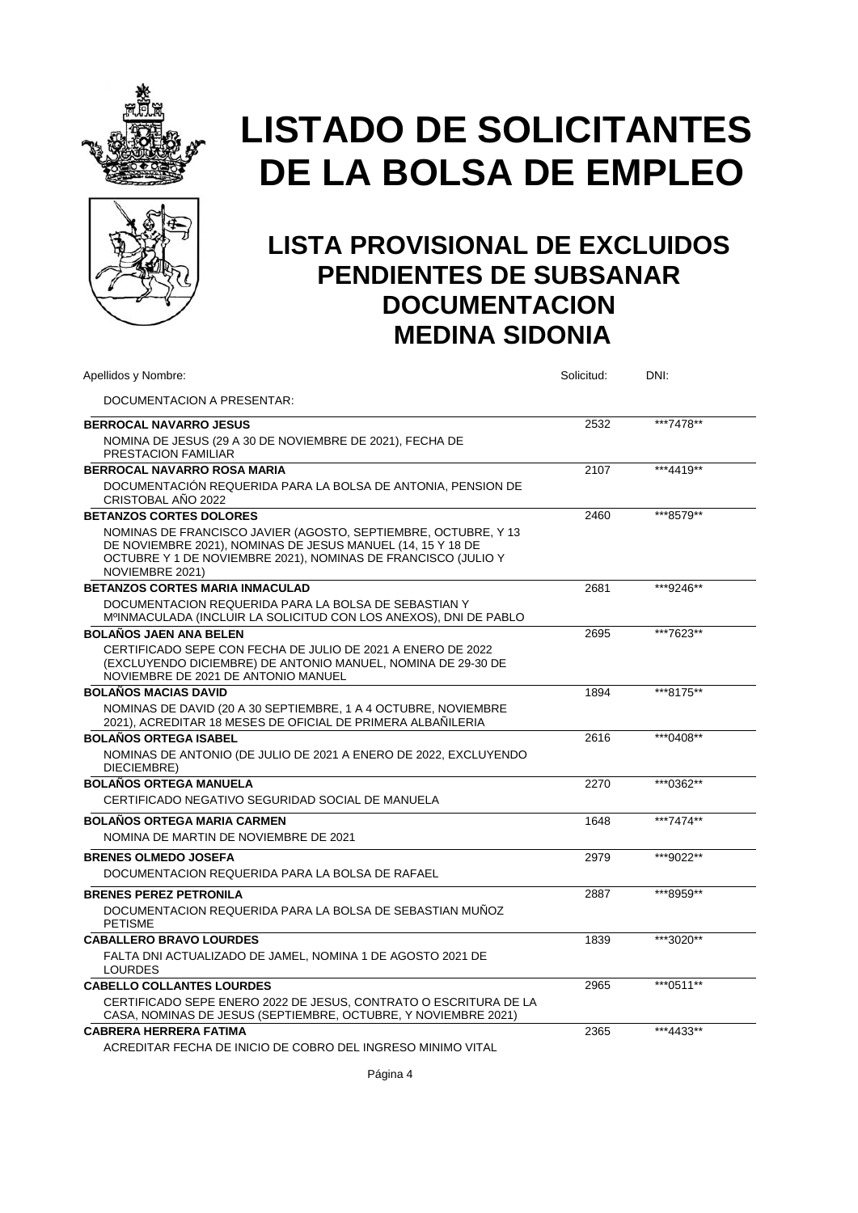# LISTADO DE SOLICITANTES DE LA BOLSA DE EMPLEO

## LISTA PROVISIONAL DE EXCLUIDOS PENDIENTES DE SUBSANAR DOCUMENTACION MEDINA SIDONIA

| Apellidos y Nombre: | Solicitud: | DNI: |
|---|---|---|
| DOCUMENTACION A PRESENTAR: | | |
| **BERROCAL NAVARRO JESUS** | 2532 | ***7478** |
| NOMINA DE JESUS (29 A 30 DE NOVIEMBRE DE 2021), FECHA DE PRESTACION FAMILIAR | | |
| **BERROCAL NAVARRO ROSA MARIA** | 2107 | ***4419** |
| DOCUMENTACIÓN REQUERIDA PARA LA BOLSA DE ANTONIA, PENSION DE CRISTOBAL AÑO 2022 | | |
| **BETANZOS CORTES DOLORES** | 2460 | ***8579** |
| NOMINAS DE FRANCISCO JAVIER (AGOSTO, SEPTIEMBRE, OCTUBRE, Y 13 DE NOVIEMBRE 2021), NOMINAS DE JESUS MANUEL (14, 15 Y 18 DE OCTUBRE Y 1 DE NOVIEMBRE 2021), NOMINAS DE FRANCISCO (JULIO Y NOVIEMBRE 2021) | | |
| **BETANZOS CORTES MARIA INMACULAD** | 2681 | ***9246** |
| DOCUMENTACION REQUERIDA PARA LA BOLSA DE SEBASTIAN Y MºINMACULADA (INCLUIR LA SOLICITUD CON LOS ANEXOS), DNI DE PABLO | | |
| **BOLAÑOS JAEN ANA BELEN** | 2695 | ***7623** |
| CERTIFICADO SEPE CON FECHA DE JULIO DE 2021 A ENERO DE 2022 (EXCLUYENDO DICIEMBRE) DE ANTONIO MANUEL, NOMINA DE 29-30 DE NOVIEMBRE DE 2021 DE ANTONIO MANUEL | | |
| **BOLAÑOS MACIAS DAVID** | 1894 | ***8175** |
| NOMINAS DE DAVID (20 A 30 SEPTIEMBRE, 1 A 4 OCTUBRE, NOVIEMBRE 2021), ACREDITAR 18 MESES DE OFICIAL DE PRIMERA ALBAÑILERIA | | |
| **BOLAÑOS ORTEGA ISABEL** | 2616 | ***0408** |
| NOMINAS DE ANTONIO (DE JULIO DE 2021 A ENERO DE 2022, EXCLUYENDO DIECIEMBRE) | | |
| **BOLAÑOS ORTEGA MANUELA** | 2270 | ***0362** |
| CERTIFICADO NEGATIVO SEGURIDAD SOCIAL DE MANUELA | | |
| **BOLAÑOS ORTEGA MARIA CARMEN** | 1648 | ***7474** |
| NOMINA DE MARTIN DE NOVIEMBRE DE 2021 | | |
| **BRENES OLMEDO JOSEFA** | 2979 | ***9022** |
| DOCUMENTACION REQUERIDA PARA LA BOLSA DE RAFAEL | | |
| **BRENES PEREZ PETRONILA** | 2887 | ***8959** |
| DOCUMENTACION REQUERIDA PARA LA BOLSA DE SEBASTIAN MUÑOZ PETISME | | |
| **CABALLERO BRAVO LOURDES** | 1839 | ***3020** |
| FALTA DNI ACTUALIZADO DE JAMEL, NOMINA 1 DE AGOSTO 2021 DE LOURDES | | |
| **CABELLO COLLANTES LOURDES** | 2965 | ***0511** |
| CERTIFICADO SEPE ENERO 2022 DE JESUS, CONTRATO O ESCRITURA DE LA CASA, NOMINAS DE JESUS (SEPTIEMBRE, OCTUBRE, Y NOVIEMBRE 2021) | | |
| **CABRERA HERRERA FATIMA** | 2365 | ***4433** |
| ACREDITAR FECHA DE INICIO DE COBRO DEL INGRESO MINIMO VITAL | | |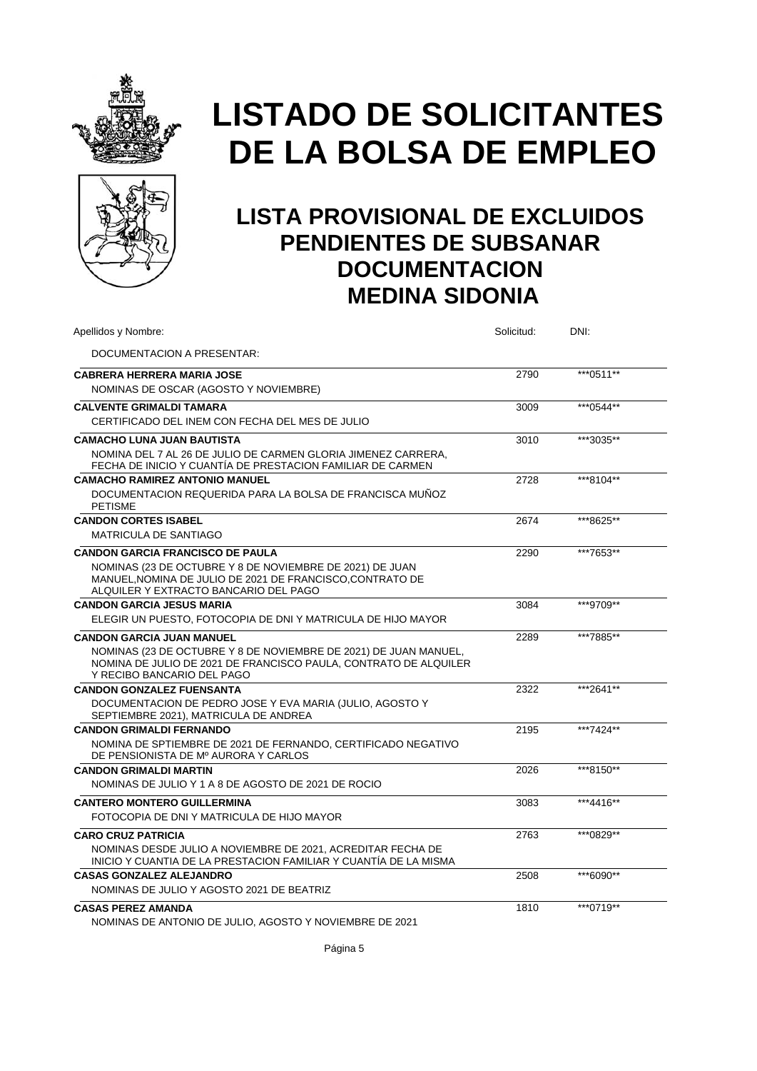# LISTADO DE SOLICITANTES DE LA BOLSA DE EMPLEO

## LISTA PROVISIONAL DE EXCLUIDOS PENDIENTES DE SUBSANAR DOCUMENTACION MEDINA SIDONIA

| Apellidos y Nombre: | Solicitud: | DNI: |
|---|---|---|
| DOCUMENTACION A PRESENTAR: | | |
| **CABRERA HERRERA MARIA JOSE** | 2790 | \*\*\*0511\*\* |
| NOMINAS DE OSCAR (AGOSTO Y NOVIEMBRE) | | |
| **CALVENTE GRIMALDI TAMARA** | 3009 | \*\*\*0544\*\* |
| CERTIFICADO DEL INEM CON FECHA DEL MES DE JULIO | | |
| **CAMACHO LUNA JUAN BAUTISTA** | 3010 | \*\*\*3035\*\* |
| NOMINA DEL 7 AL 26 DE JULIO DE CARMEN GLORIA JIMENEZ CARRERA, FECHA DE INICIO Y CUANTÍA DE PRESTACION FAMILIAR DE CARMEN | | |
| **CAMACHO RAMIREZ ANTONIO MANUEL** | 2728 | \*\*\*8104\*\* |
| DOCUMENTACION REQUERIDA PARA LA BOLSA DE FRANCISCA MUÑOZ PETISME | | |
| **CANDON CORTES ISABEL** | 2674 | \*\*\*8625\*\* |
| MATRICULA DE SANTIAGO | | |
| **CANDON GARCIA FRANCISCO DE PAULA** | 2290 | \*\*\*7653\*\* |
| NOMINAS (23 DE OCTUBRE Y 8 DE NOVIEMBRE DE 2021) DE JUAN MANUEL,NOMINA DE JULIO DE 2021 DE FRANCISCO,CONTRATO DE ALQUILER Y EXTRACTO BANCARIO DEL PAGO | | |
| **CANDON GARCIA JESUS MARIA** | 3084 | \*\*\*9709\*\* |
| ELEGIR UN PUESTO, FOTOCOPIA DE DNI Y MATRICULA DE HIJO MAYOR | | |
| **CANDON GARCIA JUAN MANUEL** | 2289 | \*\*\*7885\*\* |
| NOMINAS (23 DE OCTUBRE Y 8 DE NOVIEMBRE DE 2021) DE JUAN MANUEL, NOMINA DE JULIO DE 2021 DE FRANCISCO PAULA, CONTRATO DE ALQUILER Y RECIBO BANCARIO DEL PAGO | | |
| **CANDON GONZALEZ FUENSANTA** | 2322 | \*\*\*2641\*\* |
| DOCUMENTACION DE PEDRO JOSE Y EVA MARIA (JULIO, AGOSTO Y SEPTIEMBRE 2021), MATRICULA DE ANDREA | | |
| **CANDON GRIMALDI FERNANDO** | 2195 | \*\*\*7424\*\* |
| NOMINA DE SPTIEMBRE DE 2021 DE FERNANDO, CERTIFICADO NEGATIVO DE PENSIONISTA DE Mº AURORA Y CARLOS | | |
| **CANDON GRIMALDI MARTIN** | 2026 | \*\*\*8150\*\* |
| NOMINAS DE JULIO Y 1 A 8 DE AGOSTO DE 2021 DE ROCIO | | |
| **CANTERO MONTERO GUILLERMINA** | 3083 | \*\*\*4416\*\* |
| FOTOCOPIA DE DNI Y MATRICULA DE HIJO MAYOR | | |
| **CARO CRUZ PATRICIA** | 2763 | \*\*\*0829\*\* |
| NOMINAS DESDE JULIO A NOVIEMBRE DE 2021, ACREDITAR FECHA DE INICIO Y CUANTIA DE LA PRESTACION FAMILIAR Y CUANTÍA DE LA MISMA | | |
| **CASAS GONZALEZ ALEJANDRO** | 2508 | \*\*\*6090\*\* |
| NOMINAS DE JULIO Y AGOSTO 2021 DE BEATRIZ | | |
| **CASAS PEREZ AMANDA** | 1810 | \*\*\*0719\*\* |
| NOMINAS DE ANTONIO DE JULIO, AGOSTO Y NOVIEMBRE DE 2021 | | |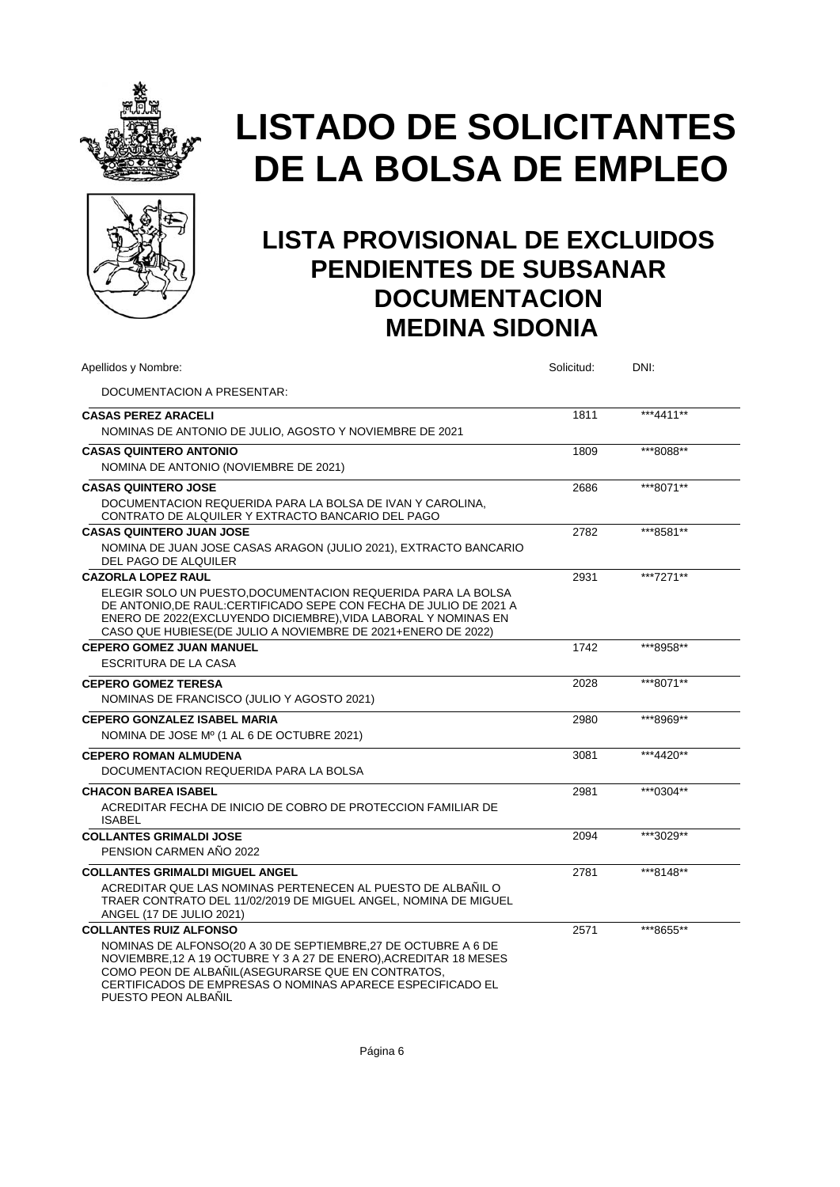# LISTADO DE SOLICITANTES DE LA BOLSA DE EMPLEO

## LISTA PROVISIONAL DE EXCLUIDOS PENDIENTES DE SUBSANAR DOCUMENTACION MEDINA SIDONIA

| Apellidos y Nombre: / DOCUMENTACION A PRESENTAR: | Solicitud: | DNI: |
|---|---|---|
| **CASAS PEREZ ARACELI**<br>NOMINAS DE ANTONIO DE JULIO, AGOSTO Y NOVIEMBRE DE 2021 | 1811 | ***4411** |
| **CASAS QUINTERO ANTONIO**<br>NOMINA DE ANTONIO (NOVIEMBRE DE 2021) | 1809 | ***8088** |
| **CASAS QUINTERO JOSE**<br>DOCUMENTACION REQUERIDA PARA LA BOLSA DE IVAN Y CAROLINA, CONTRATO DE ALQUILER Y EXTRACTO BANCARIO DEL PAGO | 2686 | ***8071** |
| **CASAS QUINTERO JUAN JOSE**<br>NOMINA DE JUAN JOSE CASAS ARAGON (JULIO 2021), EXTRACTO BANCARIO DEL PAGO DE ALQUILER | 2782 | ***8581** |
| **CAZORLA LOPEZ RAUL**<br>ELEGIR SOLO UN PUESTO,DOCUMENTACION REQUERIDA PARA LA BOLSA DE ANTONIO,DE RAUL:CERTIFICADO SEPE CON FECHA DE JULIO DE 2021 A ENERO DE 2022(EXCLUYENDO DICIEMBRE),VIDA LABORAL Y NOMINAS EN CASO QUE HUBIESE(DE JULIO A NOVIEMBRE DE 2021+ENERO DE 2022) | 2931 | ***7271** |
| **CEPERO GOMEZ JUAN MANUEL**<br>ESCRITURA DE LA CASA | 1742 | ***8958** |
| **CEPERO GOMEZ TERESA**<br>NOMINAS DE FRANCISCO (JULIO Y AGOSTO 2021) | 2028 | ***8071** |
| **CEPERO GONZALEZ ISABEL MARIA**<br>NOMINA DE JOSE Mº (1 AL 6 DE OCTUBRE 2021) | 2980 | ***8969** |
| **CEPERO ROMAN ALMUDENA**<br>DOCUMENTACION REQUERIDA PARA LA BOLSA | 3081 | ***4420** |
| **CHACON BAREA ISABEL**<br>ACREDITAR FECHA DE INICIO DE COBRO DE PROTECCION FAMILIAR DE ISABEL | 2981 | ***0304** |
| **COLLANTES GRIMALDI JOSE**<br>PENSION CARMEN AÑO 2022 | 2094 | ***3029** |
| **COLLANTES GRIMALDI MIGUEL ANGEL**<br>ACREDITAR QUE LAS NOMINAS PERTENECEN AL PUESTO DE ALBAÑIL O TRAER CONTRATO DEL 11/02/2019 DE MIGUEL ANGEL, NOMINA DE MIGUEL ANGEL (17 DE JULIO 2021) | 2781 | ***8148** |
| **COLLANTES RUIZ ALFONSO**<br>NOMINAS DE ALFONSO(20 A 30 DE SEPTIEMBRE,27 DE OCTUBRE A 6 DE NOVIEMBRE,12 A 19 OCTUBRE Y 3 A 27 DE ENERO),ACREDITAR 18 MESES COMO PEON DE ALBAÑIL(ASEGURARSE QUE EN CONTRATOS, CERTIFICADOS DE EMPRESAS O NOMINAS APARECE ESPECIFICADO EL PUESTO PEON ALBAÑIL | 2571 | ***8655** |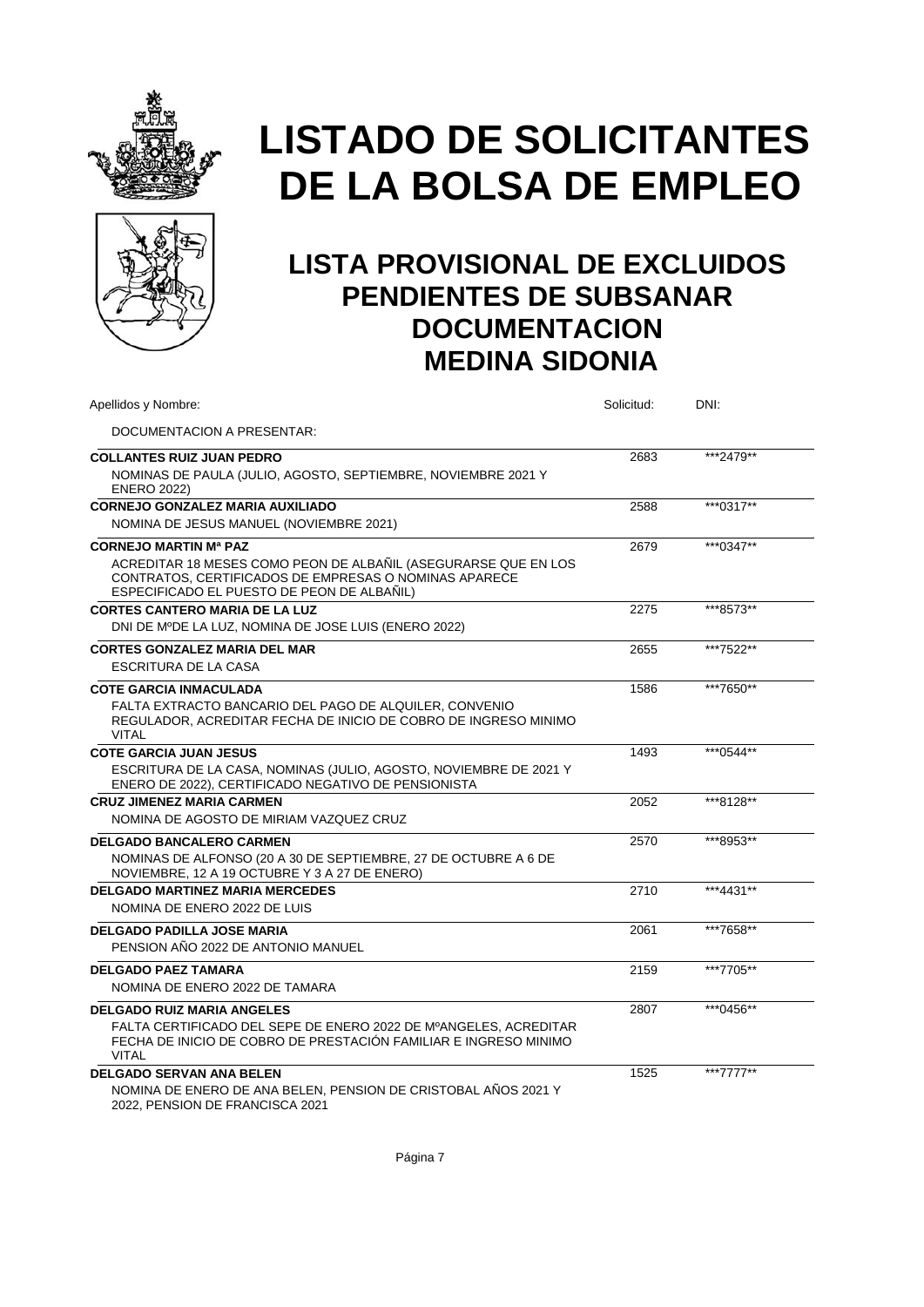# LISTADO DE SOLICITANTES DE LA BOLSA DE EMPLEO

## LISTA PROVISIONAL DE EXCLUIDOS PENDIENTES DE SUBSANAR DOCUMENTACION MEDINA SIDONIA

| Apellidos y Nombre: / DOCUMENTACION A PRESENTAR: | Solicitud: | DNI: |
|---|---|---|
| **COLLANTES RUIZ JUAN PEDRO**<br>NOMINAS DE PAULA (JULIO, AGOSTO, SEPTIEMBRE, NOVIEMBRE 2021 Y ENERO 2022) | 2683 | ***2479** |
| **CORNEJO GONZALEZ MARIA AUXILIADO**<br>NOMINA DE JESUS MANUEL (NOVIEMBRE 2021) | 2588 | ***0317** |
| **CORNEJO MARTIN Mª PAZ**<br>ACREDITAR 18 MESES COMO PEON DE ALBAÑIL (ASEGURARSE QUE EN LOS CONTRATOS, CERTIFICADOS DE EMPRESAS O NOMINAS APARECE ESPECIFICADO EL PUESTO DE PEON DE ALBAÑIL) | 2679 | ***0347** |
| **CORTES CANTERO MARIA DE LA LUZ**<br>DNI DE MºDE LA LUZ, NOMINA DE JOSE LUIS (ENERO 2022) | 2275 | ***8573** |
| **CORTES GONZALEZ MARIA DEL MAR**<br>ESCRITURA DE LA CASA | 2655 | ***7522** |
| **COTE GARCIA INMACULADA**<br>FALTA EXTRACTO BANCARIO DEL PAGO DE ALQUILER, CONVENIO REGULADOR, ACREDITAR FECHA DE INICIO DE COBRO DE INGRESO MINIMO VITAL | 1586 | ***7650** |
| **COTE GARCIA JUAN JESUS**<br>ESCRITURA DE LA CASA, NOMINAS (JULIO, AGOSTO, NOVIEMBRE DE 2021 Y ENERO DE 2022), CERTIFICADO NEGATIVO DE PENSIONISTA | 1493 | ***0544** |
| **CRUZ JIMENEZ MARIA CARMEN**<br>NOMINA DE AGOSTO DE MIRIAM VAZQUEZ CRUZ | 2052 | ***8128** |
| **DELGADO BANCALERO CARMEN**<br>NOMINAS DE ALFONSO (20 A 30 DE SEPTIEMBRE, 27 DE OCTUBRE A 6 DE NOVIEMBRE, 12 A 19 OCTUBRE Y 3 A 27 DE ENERO) | 2570 | ***8953** |
| **DELGADO MARTINEZ MARIA MERCEDES**<br>NOMINA DE ENERO 2022 DE LUIS | 2710 | ***4431** |
| **DELGADO PADILLA JOSE MARIA**<br>PENSION AÑO 2022 DE ANTONIO MANUEL | 2061 | ***7658** |
| **DELGADO PAEZ TAMARA**<br>NOMINA DE ENERO 2022 DE TAMARA | 2159 | ***7705** |
| **DELGADO RUIZ MARIA ANGELES**<br>FALTA CERTIFICADO DEL SEPE DE ENERO 2022 DE MºANGELES, ACREDITAR FECHA DE INICIO DE COBRO DE PRESTACIÓN FAMILIAR E INGRESO MINIMO VITAL | 2807 | ***0456** |
| **DELGADO SERVAN ANA BELEN**<br>NOMINA DE ENERO DE ANA BELEN, PENSION DE CRISTOBAL AÑOS 2021 Y 2022, PENSION DE FRANCISCA 2021 | 1525 | ***7777** |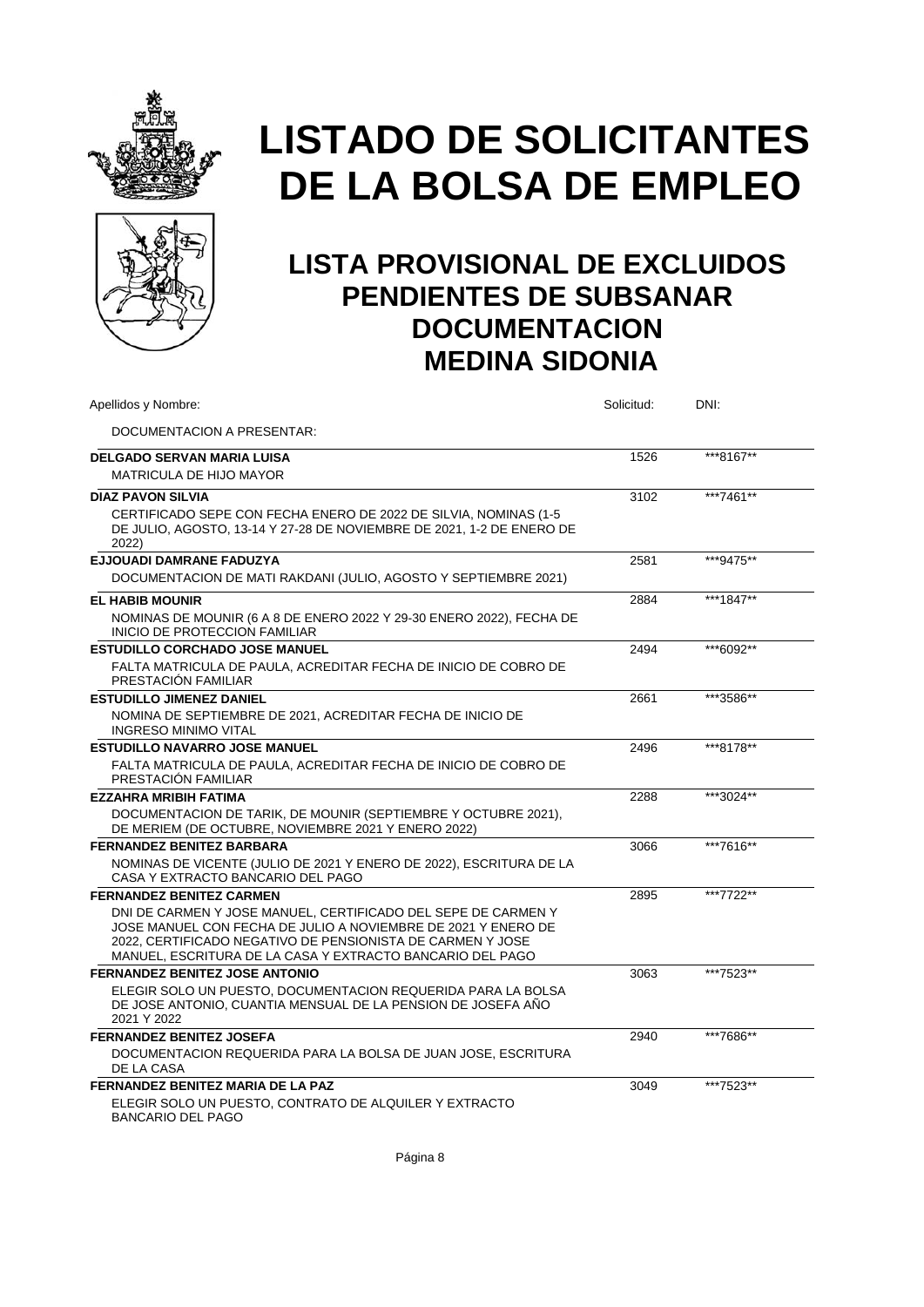# LISTADO DE SOLICITANTES DE LA BOLSA DE EMPLEO

## LISTA PROVISIONAL DE EXCLUIDOS PENDIENTES DE SUBSANAR DOCUMENTACION MEDINA SIDONIA

| Apellidos y Nombre: / DOCUMENTACION A PRESENTAR: | Solicitud: | DNI: |
|---|---|---|
| **DELGADO SERVAN MARIA LUISA**<br>MATRICULA DE HIJO MAYOR | 1526 | \*\*\*8167\*\* |
| **DIAZ PAVON SILVIA**<br>CERTIFICADO SEPE CON FECHA ENERO DE 2022 DE SILVIA, NOMINAS (1-5 DE JULIO, AGOSTO, 13-14 Y 27-28 DE NOVIEMBRE DE 2021, 1-2 DE ENERO DE 2022) | 3102 | \*\*\*7461\*\* |
| **EJJOUADI DAMRANE FADUZYA**<br>DOCUMENTACION DE MATI RAKDANI (JULIO, AGOSTO Y SEPTIEMBRE 2021) | 2581 | \*\*\*9475\*\* |
| **EL HABIB MOUNIR**<br>NOMINAS DE MOUNIR (6 A 8 DE ENERO 2022 Y 29-30 ENERO 2022), FECHA DE INICIO DE PROTECCION FAMILIAR | 2884 | \*\*\*1847\*\* |
| **ESTUDILLO CORCHADO JOSE MANUEL**<br>FALTA MATRICULA DE PAULA, ACREDITAR FECHA DE INICIO DE COBRO DE PRESTACIÓN FAMILIAR | 2494 | \*\*\*6092\*\* |
| **ESTUDILLO JIMENEZ DANIEL**<br>NOMINA DE SEPTIEMBRE DE 2021, ACREDITAR FECHA DE INICIO DE INGRESO MINIMO VITAL | 2661 | \*\*\*3586\*\* |
| **ESTUDILLO NAVARRO JOSE MANUEL**<br>FALTA MATRICULA DE PAULA, ACREDITAR FECHA DE INICIO DE COBRO DE PRESTACIÓN FAMILIAR | 2496 | \*\*\*8178\*\* |
| **EZZAHRA MRIBIH FATIMA**<br>DOCUMENTACION DE TARIK, DE MOUNIR (SEPTIEMBRE Y OCTUBRE 2021), DE MERIEM (DE OCTUBRE, NOVIEMBRE 2021 Y ENERO 2022) | 2288 | \*\*\*3024\*\* |
| **FERNANDEZ BENITEZ BARBARA**<br>NOMINAS DE VICENTE (JULIO DE 2021 Y ENERO DE 2022), ESCRITURA DE LA CASA Y EXTRACTO BANCARIO DEL PAGO | 3066 | \*\*\*7616\*\* |
| **FERNANDEZ BENITEZ CARMEN**<br>DNI DE CARMEN Y JOSE MANUEL, CERTIFICADO DEL SEPE DE CARMEN Y JOSE MANUEL CON FECHA DE JULIO A NOVIEMBRE DE 2021 Y ENERO DE 2022, CERTIFICADO NEGATIVO DE PENSIONISTA DE CARMEN Y JOSE MANUEL, ESCRITURA DE LA CASA Y EXTRACTO BANCARIO DEL PAGO | 2895 | \*\*\*7722\*\* |
| **FERNANDEZ BENITEZ JOSE ANTONIO**<br>ELEGIR SOLO UN PUESTO, DOCUMENTACION REQUERIDA PARA LA BOLSA DE JOSE ANTONIO, CUANTIA MENSUAL DE LA PENSION DE JOSEFA AÑO 2021 Y 2022 | 3063 | \*\*\*7523\*\* |
| **FERNANDEZ BENITEZ JOSEFA**<br>DOCUMENTACION REQUERIDA PARA LA BOLSA DE JUAN JOSE, ESCRITURA DE LA CASA | 2940 | \*\*\*7686\*\* |
| **FERNANDEZ BENITEZ MARIA DE LA PAZ**<br>ELEGIR SOLO UN PUESTO, CONTRATO DE ALQUILER Y EXTRACTO BANCARIO DEL PAGO | 3049 | \*\*\*7523\*\* |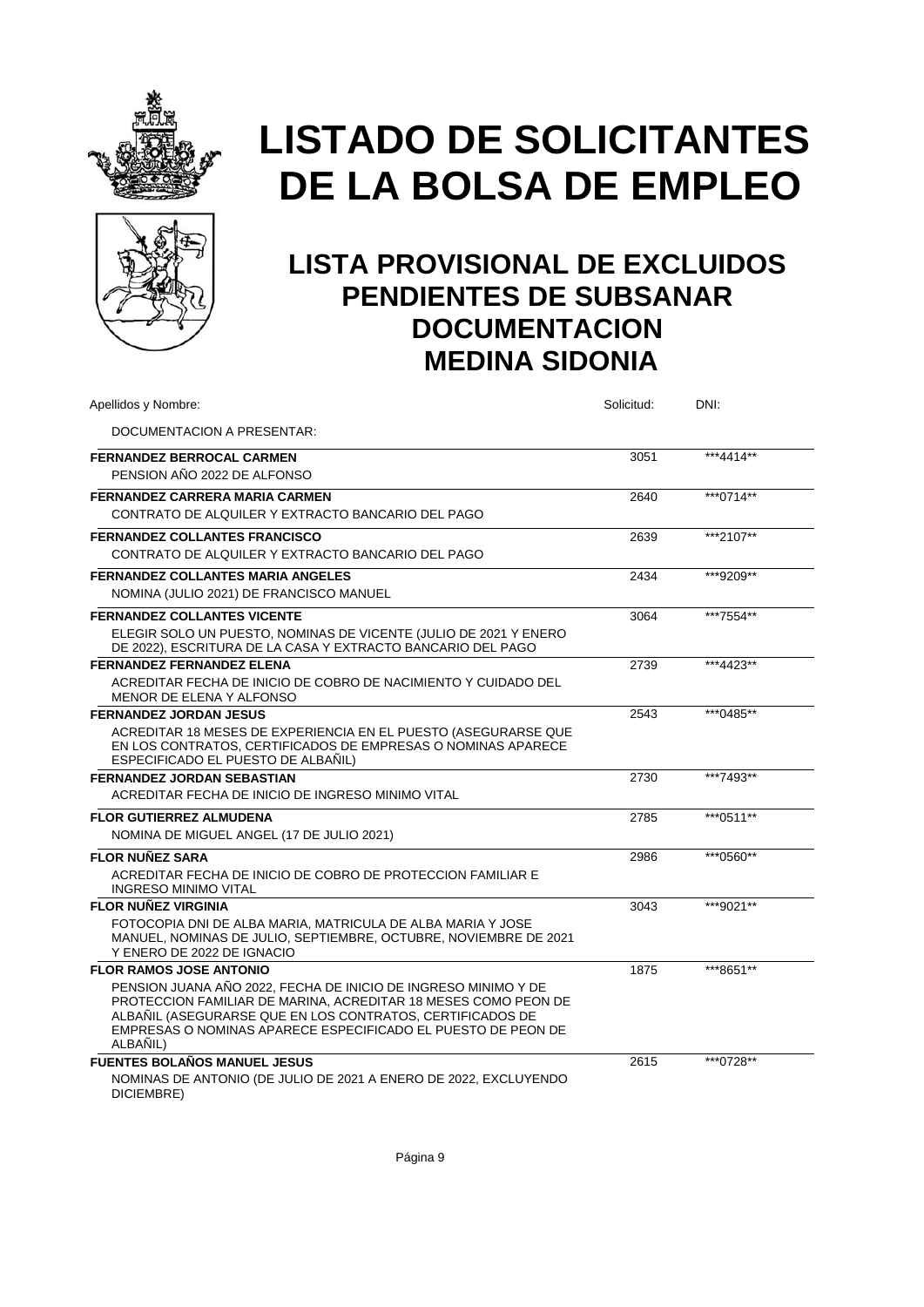# LISTADO DE SOLICITANTES DE LA BOLSA DE EMPLEO

## LISTA PROVISIONAL DE EXCLUIDOS PENDIENTES DE SUBSANAR DOCUMENTACION MEDINA SIDONIA

| Apellidos y Nombre: | Solicitud: | DNI: |
| --- | --- | --- |
| DOCUMENTACION A PRESENTAR: | | |
| **FERNANDEZ BERROCAL CARMEN** | 3051 | ***4414** |
| PENSION AÑO 2022 DE ALFONSO | | |
| **FERNANDEZ CARRERA MARIA CARMEN** | 2640 | ***0714** |
| CONTRATO DE ALQUILER Y EXTRACTO BANCARIO DEL PAGO | | |
| **FERNANDEZ COLLANTES FRANCISCO** | 2639 | ***2107** |
| CONTRATO DE ALQUILER Y EXTRACTO BANCARIO DEL PAGO | | |
| **FERNANDEZ COLLANTES MARIA ANGELES** | 2434 | ***9209** |
| NOMINA (JULIO 2021) DE FRANCISCO MANUEL | | |
| **FERNANDEZ COLLANTES VICENTE** | 3064 | ***7554** |
| ELEGIR SOLO UN PUESTO, NOMINAS DE VICENTE (JULIO DE 2021 Y ENERO DE 2022), ESCRITURA DE LA CASA Y EXTRACTO BANCARIO DEL PAGO | | |
| **FERNANDEZ FERNANDEZ ELENA** | 2739 | ***4423** |
| ACREDITAR FECHA DE INICIO DE COBRO DE NACIMIENTO Y CUIDADO DEL MENOR DE ELENA Y ALFONSO | | |
| **FERNANDEZ JORDAN JESUS** | 2543 | ***0485** |
| ACREDITAR 18 MESES DE EXPERIENCIA EN EL PUESTO (ASEGURARSE QUE EN LOS CONTRATOS, CERTIFICADOS DE EMPRESAS O NOMINAS APARECE ESPECIFICADO EL PUESTO DE ALBAÑIL) | | |
| **FERNANDEZ JORDAN SEBASTIAN** | 2730 | ***7493** |
| ACREDITAR FECHA DE INICIO DE INGRESO MINIMO VITAL | | |
| **FLOR GUTIERREZ ALMUDENA** | 2785 | ***0511** |
| NOMINA DE MIGUEL ANGEL (17 DE JULIO 2021) | | |
| **FLOR NUÑEZ SARA** | 2986 | ***0560** |
| ACREDITAR FECHA DE INICIO DE COBRO DE PROTECCION FAMILIAR E INGRESO MINIMO VITAL | | |
| **FLOR NUÑEZ VIRGINIA** | 3043 | ***9021** |
| FOTOCOPIA DNI DE ALBA MARIA, MATRICULA DE ALBA MARIA Y JOSE MANUEL, NOMINAS DE JULIO, SEPTIEMBRE, OCTUBRE, NOVIEMBRE DE 2021 Y ENERO DE 2022 DE IGNACIO | | |
| **FLOR RAMOS JOSE ANTONIO** | 1875 | ***8651** |
| PENSION JUANA AÑO 2022, FECHA DE INICIO DE INGRESO MINIMO Y DE PROTECCION FAMILIAR DE MARINA, ACREDITAR 18 MESES COMO PEON DE ALBAÑIL (ASEGURARSE QUE EN LOS CONTRATOS, CERTIFICADOS DE EMPRESAS O NOMINAS APARECE ESPECIFICADO EL PUESTO DE PEON DE ALBAÑIL) | | |
| **FUENTES BOLAÑOS MANUEL JESUS** | 2615 | ***0728** |
| NOMINAS DE ANTONIO (DE JULIO DE 2021 A ENERO DE 2022, EXCLUYENDO DICIEMBRE) | | |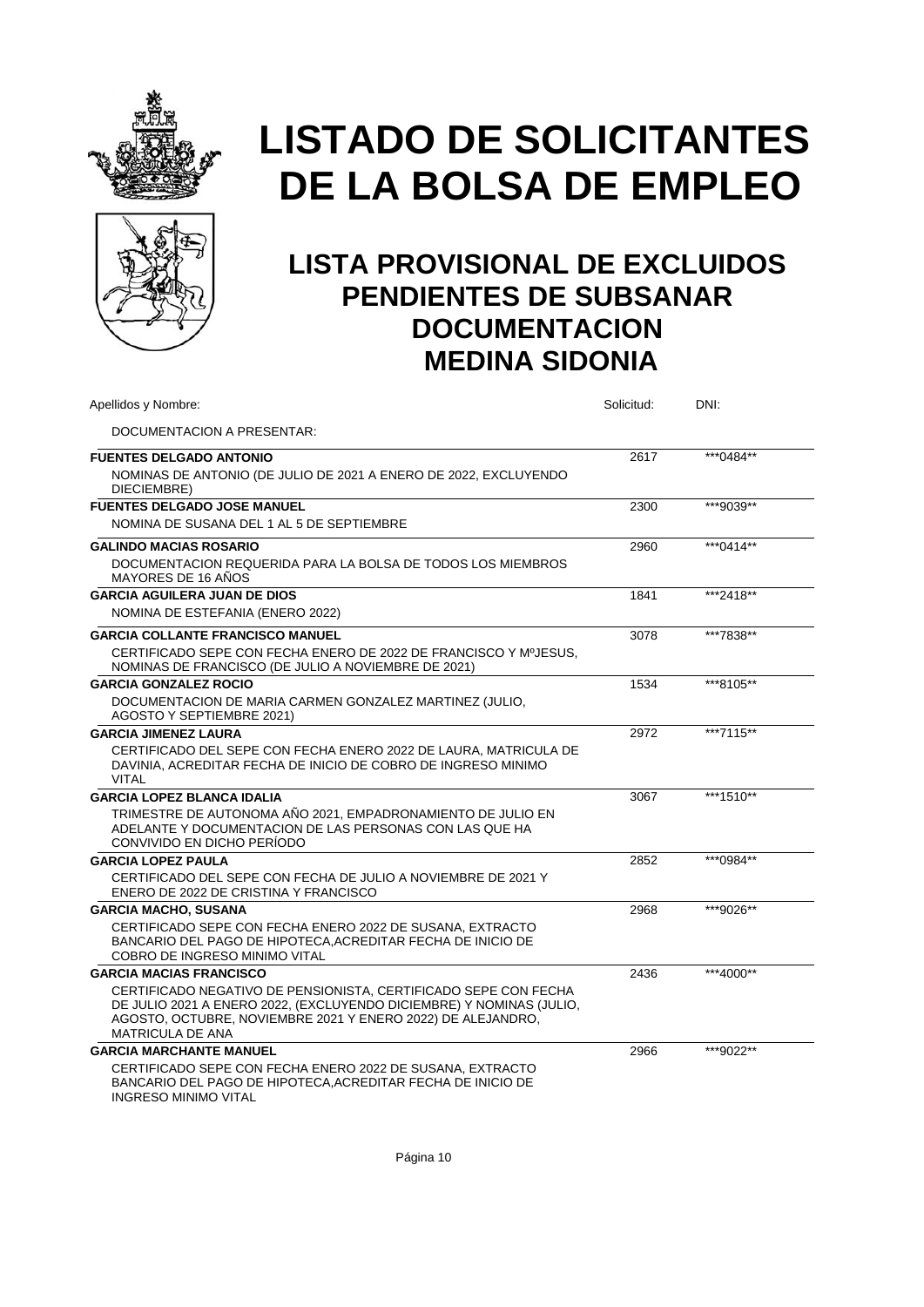# LISTADO DE SOLICITANTES DE LA BOLSA DE EMPLEO

## LISTA PROVISIONAL DE EXCLUIDOS PENDIENTES DE SUBSANAR DOCUMENTACION MEDINA SIDONIA

| Apellidos y Nombre: | Solicitud: | DNI: |
|---|---|---|
| DOCUMENTACION A PRESENTAR: | | |
| **FUENTES DELGADO ANTONIO** | 2617 | ***0484** |
| NOMINAS DE ANTONIO (DE JULIO DE 2021 A ENERO DE 2022, EXCLUYENDO DIECIEMBRE) | | |
| **FUENTES DELGADO JOSE MANUEL** | 2300 | ***9039** |
| NOMINA DE SUSANA DEL 1 AL 5 DE SEPTIEMBRE | | |
| **GALINDO MACIAS ROSARIO** | 2960 | ***0414** |
| DOCUMENTACION REQUERIDA PARA LA BOLSA DE TODOS LOS MIEMBROS MAYORES DE 16 AÑOS | | |
| **GARCIA AGUILERA JUAN DE DIOS** | 1841 | ***2418** |
| NOMINA DE ESTEFANIA (ENERO 2022) | | |
| **GARCIA COLLANTE FRANCISCO MANUEL** | 3078 | ***7838** |
| CERTIFICADO SEPE CON FECHA ENERO DE 2022 DE FRANCISCO Y MºJESUS, NOMINAS DE FRANCISCO (DE JULIO A NOVIEMBRE DE 2021) | | |
| **GARCIA GONZALEZ ROCIO** | 1534 | ***8105** |
| DOCUMENTACION DE MARIA CARMEN GONZALEZ MARTINEZ (JULIO, AGOSTO Y SEPTIEMBRE 2021) | | |
| **GARCIA JIMENEZ LAURA** | 2972 | ***7115** |
| CERTIFICADO DEL SEPE CON FECHA ENERO 2022 DE LAURA, MATRICULA DE DAVINIA, ACREDITAR FECHA DE INICIO DE COBRO DE INGRESO MINIMO VITAL | | |
| **GARCIA LOPEZ BLANCA IDALIA** | 3067 | ***1510** |
| TRIMESTRE DE AUTONOMA AÑO 2021, EMPADRONAMIENTO DE JULIO EN ADELANTE Y DOCUMENTACION DE LAS PERSONAS CON LAS QUE HA CONVIVIDO EN DICHO PERÍODO | | |
| **GARCIA LOPEZ PAULA** | 2852 | ***0984** |
| CERTIFICADO DEL SEPE CON FECHA DE JULIO A NOVIEMBRE DE 2021 Y ENERO DE 2022 DE CRISTINA Y FRANCISCO | | |
| **GARCIA MACHO, SUSANA** | 2968 | ***9026** |
| CERTIFICADO SEPE CON FECHA ENERO 2022 DE SUSANA, EXTRACTO BANCARIO DEL PAGO DE HIPOTECA,ACREDITAR FECHA DE INICIO DE COBRO DE INGRESO MINIMO VITAL | | |
| **GARCIA MACIAS FRANCISCO** | 2436 | ***4000** |
| CERTIFICADO NEGATIVO DE PENSIONISTA, CERTIFICADO SEPE CON FECHA DE JULIO 2021 A ENERO 2022, (EXCLUYENDO DICIEMBRE) Y NOMINAS (JULIO, AGOSTO, OCTUBRE, NOVIEMBRE 2021 Y ENERO 2022) DE ALEJANDRO, MATRICULA DE ANA | | |
| **GARCIA MARCHANTE MANUEL** | 2966 | ***9022** |
| CERTIFICADO SEPE CON FECHA ENERO 2022 DE SUSANA, EXTRACTO BANCARIO DEL PAGO DE HIPOTECA,ACREDITAR FECHA DE INICIO DE INGRESO MINIMO VITAL | | |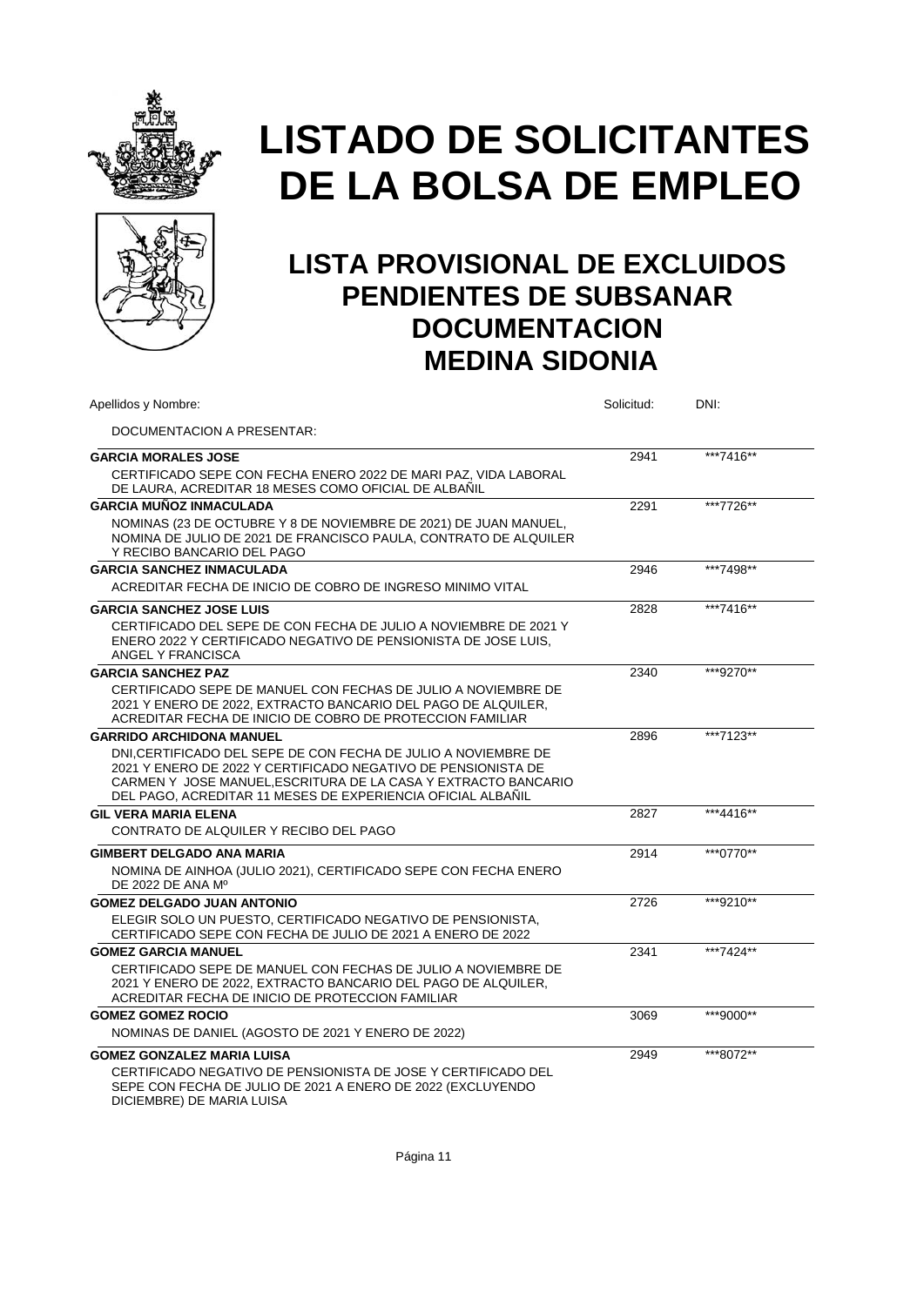# LISTADO DE SOLICITANTES DE LA BOLSA DE EMPLEO

## LISTA PROVISIONAL DE EXCLUIDOS PENDIENTES DE SUBSANAR DOCUMENTACION MEDINA SIDONIA

| Apellidos y Nombre: | Solicitud: | DNI: |
|---|---|---|
| DOCUMENTACION A PRESENTAR: | | |
| **GARCIA MORALES JOSE** | 2941 | \*\*\*7416\*\* |
| CERTIFICADO SEPE CON FECHA ENERO 2022 DE MARI PAZ, VIDA LABORAL DE LAURA, ACREDITAR 18 MESES COMO OFICIAL DE ALBAÑIL | | |
| **GARCIA MUÑOZ INMACULADA** | 2291 | \*\*\*7726\*\* |
| NOMINAS (23 DE OCTUBRE Y 8 DE NOVIEMBRE DE 2021) DE JUAN MANUEL, NOMINA DE JULIO DE 2021 DE FRANCISCO PAULA, CONTRATO DE ALQUILER Y RECIBO BANCARIO DEL PAGO | | |
| **GARCIA SANCHEZ INMACULADA** | 2946 | \*\*\*7498\*\* |
| ACREDITAR FECHA DE INICIO DE COBRO DE INGRESO MINIMO VITAL | | |
| **GARCIA SANCHEZ JOSE LUIS** | 2828 | \*\*\*7416\*\* |
| CERTIFICADO DEL SEPE DE CON FECHA DE JULIO A NOVIEMBRE DE 2021 Y ENERO 2022 Y CERTIFICADO NEGATIVO DE PENSIONISTA DE JOSE LUIS, ANGEL Y FRANCISCA | | |
| **GARCIA SANCHEZ PAZ** | 2340 | \*\*\*9270\*\* |
| CERTIFICADO SEPE DE MANUEL CON FECHAS DE JULIO A NOVIEMBRE DE 2021 Y ENERO DE 2022, EXTRACTO BANCARIO DEL PAGO DE ALQUILER, ACREDITAR FECHA DE INICIO DE COBRO DE PROTECCION FAMILIAR | | |
| **GARRIDO ARCHIDONA MANUEL** | 2896 | \*\*\*7123\*\* |
| DNI,CERTIFICADO DEL SEPE DE CON FECHA DE JULIO A NOVIEMBRE DE 2021 Y ENERO DE 2022 Y CERTIFICADO NEGATIVO DE PENSIONISTA DE CARMEN Y JOSE MANUEL,ESCRITURA DE LA CASA Y EXTRACTO BANCARIO DEL PAGO, ACREDITAR 11 MESES DE EXPERIENCIA OFICIAL ALBAÑIL | | |
| **GIL VERA MARIA ELENA** | 2827 | \*\*\*4416\*\* |
| CONTRATO DE ALQUILER Y RECIBO DEL PAGO | | |
| **GIMBERT DELGADO ANA MARIA** | 2914 | \*\*\*0770\*\* |
| NOMINA DE AINHOA (JULIO 2021), CERTIFICADO SEPE CON FECHA ENERO DE 2022 DE ANA Mº | | |
| **GOMEZ DELGADO JUAN ANTONIO** | 2726 | \*\*\*9210\*\* |
| ELEGIR SOLO UN PUESTO, CERTIFICADO NEGATIVO DE PENSIONISTA, CERTIFICADO SEPE CON FECHA DE JULIO DE 2021 A ENERO DE 2022 | | |
| **GOMEZ GARCIA MANUEL** | 2341 | \*\*\*7424\*\* |
| CERTIFICADO SEPE DE MANUEL CON FECHAS DE JULIO A NOVIEMBRE DE 2021 Y ENERO DE 2022, EXTRACTO BANCARIO DEL PAGO DE ALQUILER, ACREDITAR FECHA DE INICIO DE PROTECCION FAMILIAR | | |
| **GOMEZ GOMEZ ROCIO** | 3069 | \*\*\*9000\*\* |
| NOMINAS DE DANIEL (AGOSTO DE 2021 Y ENERO DE 2022) | | |
| **GOMEZ GONZALEZ MARIA LUISA** | 2949 | \*\*\*8072\*\* |
| CERTIFICADO NEGATIVO DE PENSIONISTA DE JOSE Y CERTIFICADO DEL SEPE CON FECHA DE JULIO DE 2021 A ENERO DE 2022 (EXCLUYENDO DICIEMBRE) DE MARIA LUISA | | |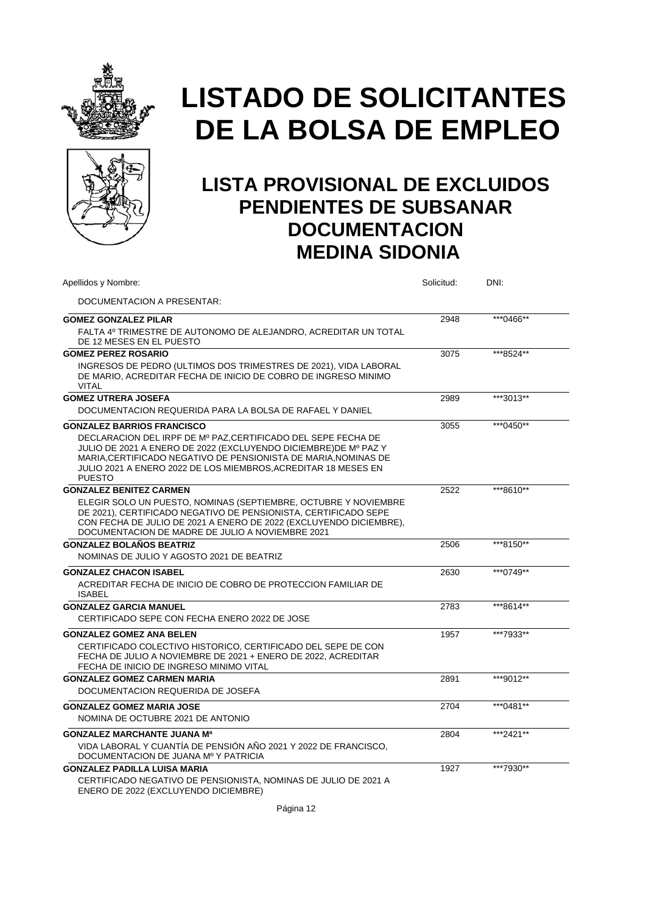# LISTADO DE SOLICITANTES DE LA BOLSA DE EMPLEO

## LISTA PROVISIONAL DE EXCLUIDOS PENDIENTES DE SUBSANAR DOCUMENTACION MEDINA SIDONIA

| Apellidos y Nombre: / DOCUMENTACION A PRESENTAR: | Solicitud: | DNI: |
|---|---|---|
| **GOMEZ GONZALEZ PILAR**<br>FALTA 4º TRIMESTRE DE AUTONOMO DE ALEJANDRO, ACREDITAR UN TOTAL DE 12 MESES EN EL PUESTO | 2948 | \*\*\*0466\*\* |
| **GOMEZ PEREZ ROSARIO**<br>INGRESOS DE PEDRO (ULTIMOS DOS TRIMESTRES DE 2021), VIDA LABORAL DE MARIO, ACREDITAR FECHA DE INICIO DE COBRO DE INGRESO MINIMO VITAL | 3075 | \*\*\*8524\*\* |
| **GOMEZ UTRERA JOSEFA**<br>DOCUMENTACION REQUERIDA PARA LA BOLSA DE RAFAEL Y DANIEL | 2989 | \*\*\*3013\*\* |
| **GONZALEZ BARRIOS FRANCISCO**<br>DECLARACION DEL IRPF DE Mº PAZ,CERTIFICADO DEL SEPE FECHA DE JULIO DE 2021 A ENERO DE 2022 (EXCLUYENDO DICIEMBRE)DE Mº PAZ Y MARIA,CERTIFICADO NEGATIVO DE PENSIONISTA DE MARIA,NOMINAS DE JULIO 2021 A ENERO 2022 DE LOS MIEMBROS,ACREDITAR 18 MESES EN PUESTO | 3055 | \*\*\*0450\*\* |
| **GONZALEZ BENITEZ CARMEN**<br>ELEGIR SOLO UN PUESTO, NOMINAS (SEPTIEMBRE, OCTUBRE Y NOVIEMBRE DE 2021), CERTIFICADO NEGATIVO DE PENSIONISTA, CERTIFICADO SEPE CON FECHA DE JULIO DE 2021 A ENERO DE 2022 (EXCLUYENDO DICIEMBRE), DOCUMENTACION DE MADRE DE JULIO A NOVIEMBRE 2021 | 2522 | \*\*\*8610\*\* |
| **GONZALEZ BOLAÑOS BEATRIZ**<br>NOMINAS DE JULIO Y AGOSTO 2021 DE BEATRIZ | 2506 | \*\*\*8150\*\* |
| **GONZALEZ CHACON ISABEL**<br>ACREDITAR FECHA DE INICIO DE COBRO DE PROTECCION FAMILIAR DE ISABEL | 2630 | \*\*\*0749\*\* |
| **GONZALEZ GARCIA MANUEL**<br>CERTIFICADO SEPE CON FECHA ENERO 2022 DE JOSE | 2783 | \*\*\*8614\*\* |
| **GONZALEZ GOMEZ ANA BELEN**<br>CERTIFICADO COLECTIVO HISTORICO, CERTIFICADO DEL SEPE DE CON FECHA DE JULIO A NOVIEMBRE DE 2021 + ENERO DE 2022, ACREDITAR FECHA DE INICIO DE INGRESO MINIMO VITAL | 1957 | \*\*\*7933\*\* |
| **GONZALEZ GOMEZ CARMEN MARIA**<br>DOCUMENTACION REQUERIDA DE JOSEFA | 2891 | \*\*\*9012\*\* |
| **GONZALEZ GOMEZ MARIA JOSE**<br>NOMINA DE OCTUBRE 2021 DE ANTONIO | 2704 | \*\*\*0481\*\* |
| **GONZALEZ MARCHANTE JUANA Mª**<br>VIDA LABORAL Y CUANTÍA DE PENSIÓN AÑO 2021 Y 2022 DE FRANCISCO, DOCUMENTACION DE JUANA Mº Y PATRICIA | 2804 | \*\*\*2421\*\* |
| **GONZALEZ PADILLA LUISA MARIA**<br>CERTIFICADO NEGATIVO DE PENSIONISTA, NOMINAS DE JULIO DE 2021 A ENERO DE 2022 (EXCLUYENDO DICIEMBRE) | 1927 | \*\*\*7930\*\* |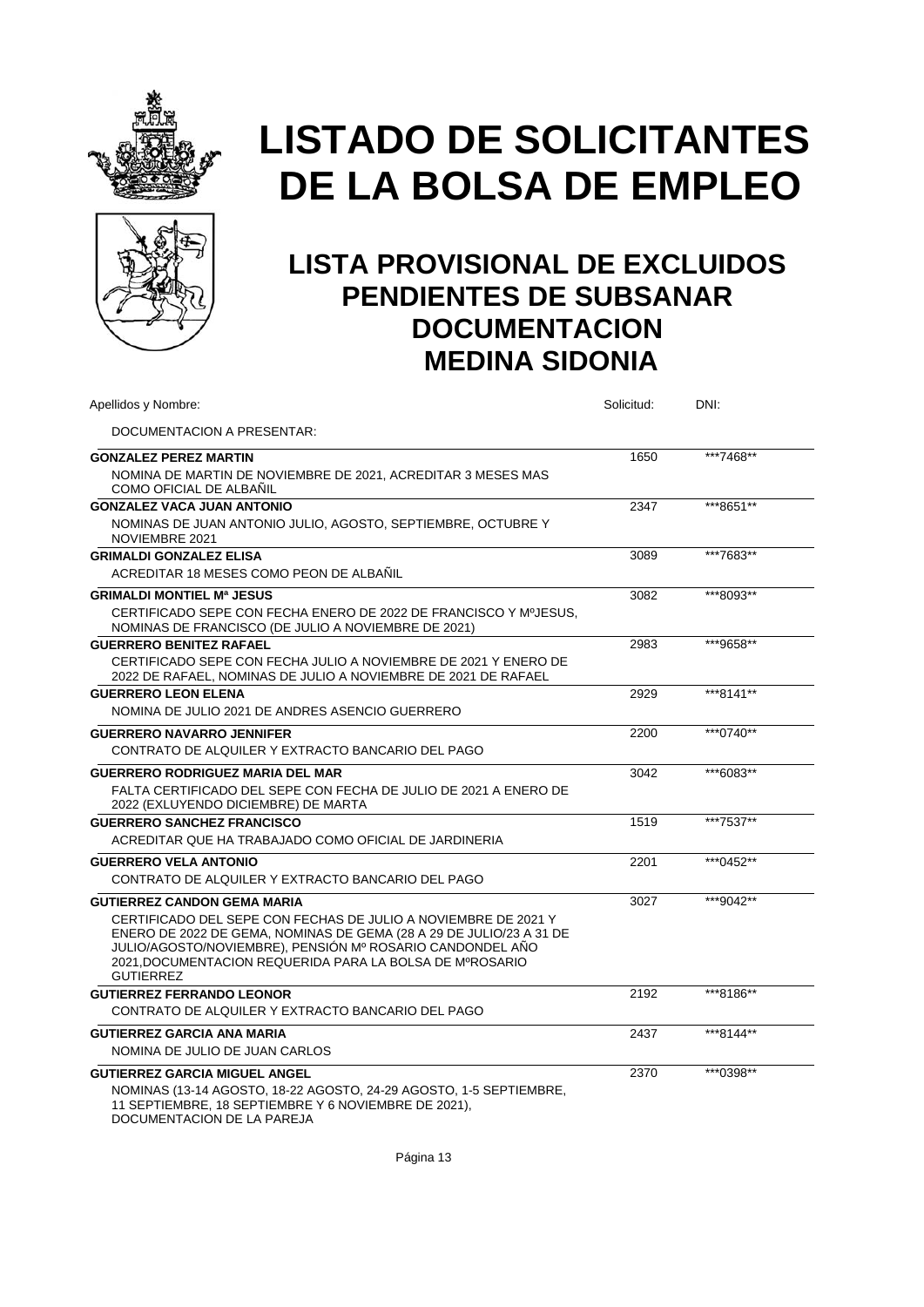# LISTADO DE SOLICITANTES DE LA BOLSA DE EMPLEO

## LISTA PROVISIONAL DE EXCLUIDOS PENDIENTES DE SUBSANAR DOCUMENTACION MEDINA SIDONIA

| Apellidos y Nombre: | Solicitud: | DNI: |
|---|---|---|
| DOCUMENTACION A PRESENTAR: | | |
| **GONZALEZ PEREZ MARTIN** | 1650 | ***7468** |
| NOMINA DE MARTIN DE NOVIEMBRE DE 2021, ACREDITAR 3 MESES MAS COMO OFICIAL DE ALBAÑIL | | |
| **GONZALEZ VACA JUAN ANTONIO** | 2347 | ***8651** |
| NOMINAS DE JUAN ANTONIO JULIO, AGOSTO, SEPTIEMBRE, OCTUBRE Y NOVIEMBRE 2021 | | |
| **GRIMALDI GONZALEZ ELISA** | 3089 | ***7683** |
| ACREDITAR 18 MESES COMO PEON DE ALBAÑIL | | |
| **GRIMALDI MONTIEL Mª JESUS** | 3082 | ***8093** |
| CERTIFICADO SEPE CON FECHA ENERO DE 2022 DE FRANCISCO Y MºJESUS, NOMINAS DE FRANCISCO (DE JULIO A NOVIEMBRE DE 2021) | | |
| **GUERRERO BENITEZ RAFAEL** | 2983 | ***9658** |
| CERTIFICADO SEPE CON FECHA JULIO A NOVIEMBRE DE 2021 Y ENERO DE 2022 DE RAFAEL, NOMINAS DE JULIO A NOVIEMBRE DE 2021 DE RAFAEL | | |
| **GUERRERO LEON ELENA** | 2929 | ***8141** |
| NOMINA DE JULIO 2021 DE ANDRES ASENCIO GUERRERO | | |
| **GUERRERO NAVARRO JENNIFER** | 2200 | ***0740** |
| CONTRATO DE ALQUILER Y EXTRACTO BANCARIO DEL PAGO | | |
| **GUERRERO RODRIGUEZ MARIA DEL MAR** | 3042 | ***6083** |
| FALTA CERTIFICADO DEL SEPE CON FECHA DE JULIO DE 2021 A ENERO DE 2022 (EXLUYENDO DICIEMBRE) DE MARTA | | |
| **GUERRERO SANCHEZ FRANCISCO** | 1519 | ***7537** |
| ACREDITAR QUE HA TRABAJADO COMO OFICIAL DE JARDINERIA | | |
| **GUERRERO VELA ANTONIO** | 2201 | ***0452** |
| CONTRATO DE ALQUILER Y EXTRACTO BANCARIO DEL PAGO | | |
| **GUTIERREZ CANDON GEMA MARIA** | 3027 | ***9042** |
| CERTIFICADO DEL SEPE CON FECHAS DE JULIO A NOVIEMBRE DE 2021 Y ENERO DE 2022 DE GEMA, NOMINAS DE GEMA (28 A 29 DE JULIO/23 A 31 DE JULIO/AGOSTO/NOVIEMBRE), PENSIÓN Mº ROSARIO CANDONDEL AÑO 2021,DOCUMENTACION REQUERIDA PARA LA BOLSA DE MºROSARIO GUTIERREZ | | |
| **GUTIERREZ FERRANDO LEONOR** | 2192 | ***8186** |
| CONTRATO DE ALQUILER Y EXTRACTO BANCARIO DEL PAGO | | |
| **GUTIERREZ GARCIA ANA MARIA** | 2437 | ***8144** |
| NOMINA DE JULIO DE JUAN CARLOS | | |
| **GUTIERREZ GARCIA MIGUEL ANGEL** | 2370 | ***0398** |
| NOMINAS (13-14 AGOSTO, 18-22 AGOSTO, 24-29 AGOSTO, 1-5 SEPTIEMBRE, 11 SEPTIEMBRE, 18 SEPTIEMBRE Y 6 NOVIEMBRE DE 2021), DOCUMENTACION DE LA PAREJA | | |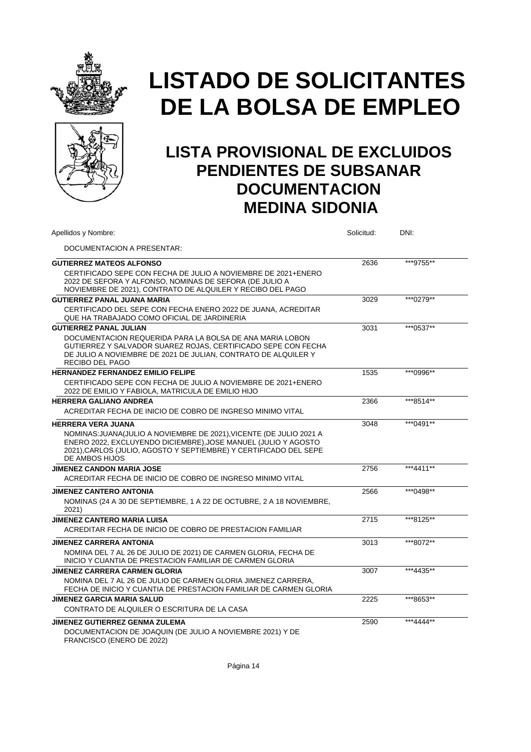# LISTADO DE SOLICITANTES DE LA BOLSA DE EMPLEO

## LISTA PROVISIONAL DE EXCLUIDOS PENDIENTES DE SUBSANAR DOCUMENTACION MEDINA SIDONIA

| Apellidos y Nombre: | Solicitud: | DNI: |
|---|---|---|
| DOCUMENTACION A PRESENTAR: | | |
| **GUTIERREZ MATEOS ALFONSO** | 2636 | ***9755** |
| CERTIFICADO SEPE CON FECHA DE JULIO A NOVIEMBRE DE 2021+ENERO 2022 DE SEFORA Y ALFONSO, NOMINAS DE SEFORA (DE JULIO A NOVIEMBRE DE 2021), CONTRATO DE ALQUILER Y RECIBO DEL PAGO | | |
| **GUTIERREZ PANAL JUANA MARIA** | 3029 | ***0279** |
| CERTIFICADO DEL SEPE CON FECHA ENERO 2022 DE JUANA, ACREDITAR QUE HA TRABAJADO COMO OFICIAL DE JARDINERIA | | |
| **GUTIERREZ PANAL JULIAN** | 3031 | ***0537** |
| DOCUMENTACION REQUERIDA PARA LA BOLSA DE ANA MARIA LOBON GUTIERREZ Y SALVADOR SUAREZ ROJAS, CERTIFICADO SEPE CON FECHA DE JULIO A NOVIEMBRE DE 2021 DE JULIAN, CONTRATO DE ALQUILER Y RECIBO DEL PAGO | | |
| **HERNANDEZ FERNANDEZ EMILIO FELIPE** | 1535 | ***0996** |
| CERTIFICADO SEPE CON FECHA DE JULIO A NOVIEMBRE DE 2021+ENERO 2022 DE EMILIO Y FABIOLA, MATRICULA DE EMILIO HIJO | | |
| **HERRERA GALIANO ANDREA** | 2366 | ***8514** |
| ACREDITAR FECHA DE INICIO DE COBRO DE INGRESO MINIMO VITAL | | |
| **HERRERA VERA JUANA** | 3048 | ***0491** |
| NOMINAS:JUANA(JULIO A NOVIEMBRE DE 2021),VICENTE (DE JULIO 2021 A ENERO 2022, EXCLUYENDO DICIEMBRE),JOSE MANUEL (JULIO Y AGOSTO 2021),CARLOS (JULIO, AGOSTO Y SEPTIEMBRE) Y CERTIFICADO DEL SEPE DE AMBOS HIJOS | | |
| **JIMENEZ CANDON MARIA JOSE** | 2756 | ***4411** |
| ACREDITAR FECHA DE INICIO DE COBRO DE INGRESO MINIMO VITAL | | |
| **JIMENEZ CANTERO ANTONIA** | 2566 | ***0498** |
| NOMINAS (24 A 30 DE SEPTIEMBRE, 1 A 22 DE OCTUBRE, 2 A 18 NOVIEMBRE, 2021) | | |
| **JIMENEZ CANTERO MARIA LUISA** | 2715 | ***8125** |
| ACREDITAR FECHA DE INICIO DE COBRO DE PRESTACION FAMILIAR | | |
| **JIMENEZ CARRERA ANTONIA** | 3013 | ***8072** |
| NOMINA DEL 7 AL 26 DE JULIO DE 2021) DE CARMEN GLORIA, FECHA DE INICIO Y CUANTIA DE PRESTACION FAMILIAR DE CARMEN GLORIA | | |
| **JIMENEZ CARRERA CARMEN GLORIA** | 3007 | ***4435** |
| NOMINA DEL 7 AL 26 DE JULIO DE CARMEN GLORIA JIMENEZ CARRERA, FECHA DE INICIO Y CUANTIA DE PRESTACION FAMILIAR DE CARMEN GLORIA | | |
| **JIMENEZ GARCIA MARIA SALUD** | 2225 | ***8653** |
| CONTRATO DE ALQUILER O ESCRITURA DE LA CASA | | |
| **JIMENEZ GUTIERREZ GENMA ZULEMA** | 2590 | ***4444** |
| DOCUMENTACION DE JOAQUIN (DE JULIO A NOVIEMBRE 2021) Y DE FRANCISCO (ENERO DE 2022) | | |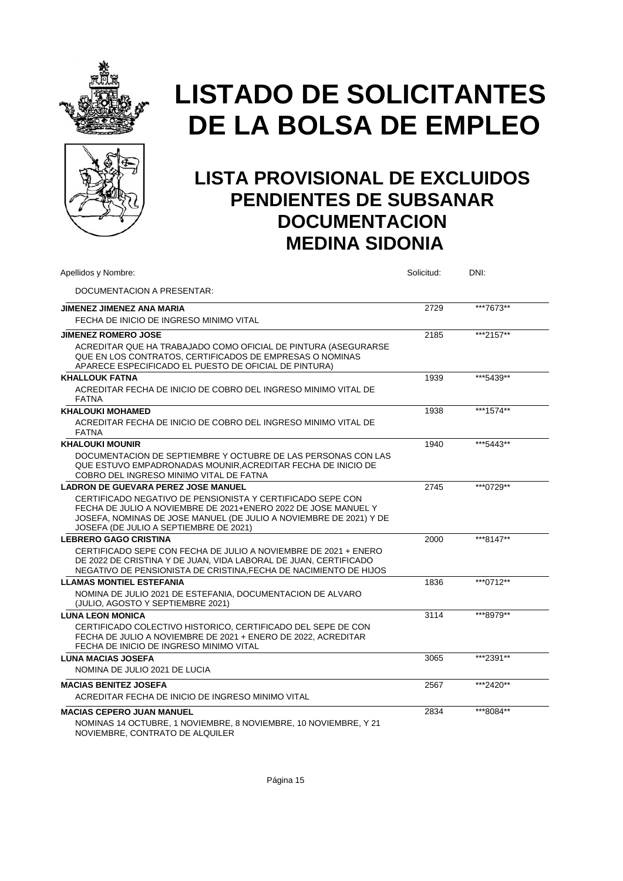# LISTADO DE SOLICITANTES DE LA BOLSA DE EMPLEO

## LISTA PROVISIONAL DE EXCLUIDOS PENDIENTES DE SUBSANAR DOCUMENTACION MEDINA SIDONIA

| Apellidos y Nombre: | Solicitud: | DNI: |
|---|---|---|
| DOCUMENTACION A PRESENTAR: | | |
| **JIMENEZ JIMENEZ ANA MARIA** | 2729 | ***7673** |
| FECHA DE INICIO DE INGRESO MINIMO VITAL | | |
| **JIMENEZ ROMERO JOSE** | 2185 | ***2157** |
| ACREDITAR QUE HA TRABAJADO COMO OFICIAL DE PINTURA (ASEGURARSE QUE EN LOS CONTRATOS, CERTIFICADOS DE EMPRESAS O NOMINAS APARECE ESPECIFICADO EL PUESTO DE OFICIAL DE PINTURA) | | |
| **KHALLOUK FATNA** | 1939 | ***5439** |
| ACREDITAR FECHA DE INICIO DE COBRO DEL INGRESO MINIMO VITAL DE FATNA | | |
| **KHALOUKI MOHAMED** | 1938 | ***1574** |
| ACREDITAR FECHA DE INICIO DE COBRO DEL INGRESO MINIMO VITAL DE FATNA | | |
| **KHALOUKI MOUNIR** | 1940 | ***5443** |
| DOCUMENTACION DE SEPTIEMBRE Y OCTUBRE DE LAS PERSONAS CON LAS QUE ESTUVO EMPADRONADAS MOUNIR,ACREDITAR FECHA DE INICIO DE COBRO DEL INGRESO MINIMO VITAL DE FATNA | | |
| **LADRON DE GUEVARA PEREZ JOSE MANUEL** | 2745 | ***0729** |
| CERTIFICADO NEGATIVO DE PENSIONISTA Y CERTIFICADO SEPE CON FECHA DE JULIO A NOVIEMBRE DE 2021+ENERO 2022 DE JOSE MANUEL Y JOSEFA, NOMINAS DE JOSE MANUEL (DE JULIO A NOVIEMBRE DE 2021) Y DE JOSEFA (DE JULIO A SEPTIEMBRE DE 2021) | | |
| **LEBRERO GAGO CRISTINA** | 2000 | ***8147** |
| CERTIFICADO SEPE CON FECHA DE JULIO A NOVIEMBRE DE 2021 + ENERO DE 2022 DE CRISTINA Y DE JUAN, VIDA LABORAL DE JUAN, CERTIFICADO NEGATIVO DE PENSIONISTA DE CRISTINA,FECHA DE NACIMIENTO DE HIJOS | | |
| **LLAMAS MONTIEL ESTEFANIA** | 1836 | ***0712** |
| NOMINA DE JULIO 2021 DE ESTEFANIA, DOCUMENTACION DE ALVARO (JULIO, AGOSTO Y SEPTIEMBRE 2021) | | |
| **LUNA LEON MONICA** | 3114 | ***8979** |
| CERTIFICADO COLECTIVO HISTORICO, CERTIFICADO DEL SEPE DE CON FECHA DE JULIO A NOVIEMBRE DE 2021 + ENERO DE 2022, ACREDITAR FECHA DE INICIO DE INGRESO MINIMO VITAL | | |
| **LUNA MACIAS JOSEFA** | 3065 | ***2391** |
| NOMINA DE JULIO 2021 DE LUCIA | | |
| **MACIAS BENITEZ JOSEFA** | 2567 | ***2420** |
| ACREDITAR FECHA DE INICIO DE INGRESO MINIMO VITAL | | |
| **MACIAS CEPERO JUAN MANUEL** | 2834 | ***8084** |
| NOMINAS 14 OCTUBRE, 1 NOVIEMBRE, 8 NOVIEMBRE, 10 NOVIEMBRE, Y 21 NOVIEMBRE, CONTRATO DE ALQUILER | | |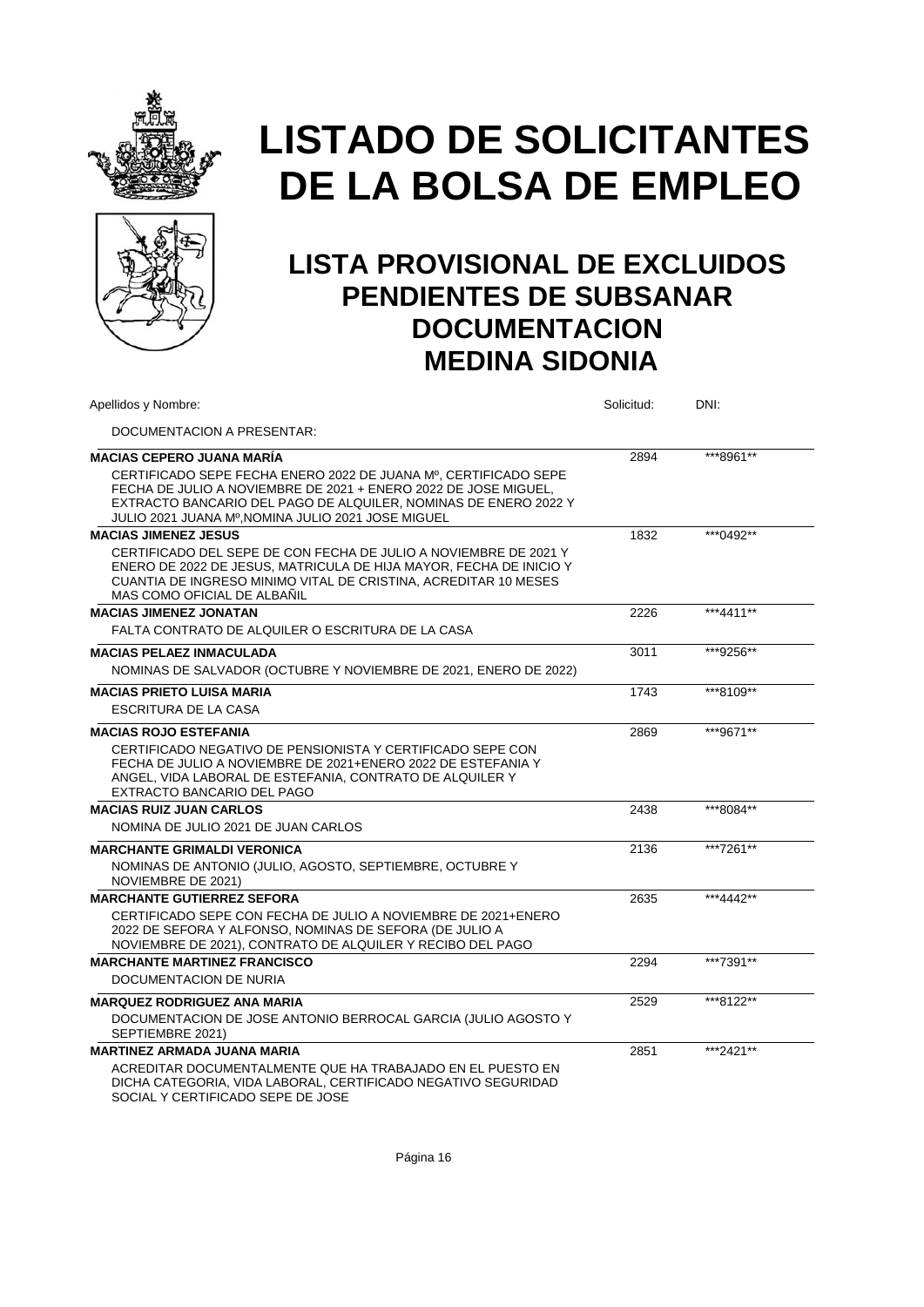# LISTADO DE SOLICITANTES DE LA BOLSA DE EMPLEO

## LISTA PROVISIONAL DE EXCLUIDOS PENDIENTES DE SUBSANAR DOCUMENTACION MEDINA SIDONIA

| Apellidos y Nombre: | Solicitud: | DNI: |
|---|---|---|
| DOCUMENTACION A PRESENTAR: | | |
| **MACIAS CEPERO JUANA MARÍA** | 2894 | \*\*\*8961\*\* |
| CERTIFICADO SEPE FECHA ENERO 2022 DE JUANA Mº, CERTIFICADO SEPE FECHA DE JULIO A NOVIEMBRE DE 2021 + ENERO 2022 DE JOSE MIGUEL, EXTRACTO BANCARIO DEL PAGO DE ALQUILER, NOMINAS DE ENERO 2022 Y JULIO 2021 JUANA Mº,NOMINA JULIO 2021 JOSE MIGUEL | | |
| **MACIAS JIMENEZ JESUS** | 1832 | \*\*\*0492\*\* |
| CERTIFICADO DEL SEPE DE CON FECHA DE JULIO A NOVIEMBRE DE 2021 Y ENERO DE 2022 DE JESUS, MATRICULA DE HIJA MAYOR, FECHA DE INICIO Y CUANTIA DE INGRESO MINIMO VITAL DE CRISTINA, ACREDITAR 10 MESES MAS COMO OFICIAL DE ALBAÑIL | | |
| **MACIAS JIMENEZ JONATAN** | 2226 | \*\*\*4411\*\* |
| FALTA CONTRATO DE ALQUILER O ESCRITURA DE LA CASA | | |
| **MACIAS PELAEZ INMACULADA** | 3011 | \*\*\*9256\*\* |
| NOMINAS DE SALVADOR (OCTUBRE Y NOVIEMBRE DE 2021, ENERO DE 2022) | | |
| **MACIAS PRIETO LUISA MARIA** | 1743 | \*\*\*8109\*\* |
| ESCRITURA DE LA CASA | | |
| **MACIAS ROJO ESTEFANIA** | 2869 | \*\*\*9671\*\* |
| CERTIFICADO NEGATIVO DE PENSIONISTA Y CERTIFICADO SEPE CON FECHA DE JULIO A NOVIEMBRE DE 2021+ENERO 2022 DE ESTEFANIA Y ANGEL, VIDA LABORAL DE ESTEFANIA, CONTRATO DE ALQUILER Y EXTRACTO BANCARIO DEL PAGO | | |
| **MACIAS RUIZ JUAN CARLOS** | 2438 | \*\*\*8084\*\* |
| NOMINA DE JULIO 2021 DE JUAN CARLOS | | |
| **MARCHANTE GRIMALDI VERONICA** | 2136 | \*\*\*7261\*\* |
| NOMINAS DE ANTONIO (JULIO, AGOSTO, SEPTIEMBRE, OCTUBRE Y NOVIEMBRE DE 2021) | | |
| **MARCHANTE GUTIERREZ SEFORA** | 2635 | \*\*\*4442\*\* |
| CERTIFICADO SEPE CON FECHA DE JULIO A NOVIEMBRE DE 2021+ENERO 2022 DE SEFORA Y ALFONSO, NOMINAS DE SEFORA (DE JULIO A NOVIEMBRE DE 2021), CONTRATO DE ALQUILER Y RECIBO DEL PAGO | | |
| **MARCHANTE MARTINEZ FRANCISCO** | 2294 | \*\*\*7391\*\* |
| DOCUMENTACION DE NURIA | | |
| **MARQUEZ RODRIGUEZ ANA MARIA** | 2529 | \*\*\*8122\*\* |
| DOCUMENTACION DE JOSE ANTONIO BERROCAL GARCIA (JULIO AGOSTO Y SEPTIEMBRE 2021) | | |
| **MARTINEZ ARMADA JUANA MARIA** | 2851 | \*\*\*2421\*\* |
| ACREDITAR DOCUMENTALMENTE QUE HA TRABAJADO EN EL PUESTO EN DICHA CATEGORIA, VIDA LABORAL, CERTIFICADO NEGATIVO SEGURIDAD SOCIAL Y CERTIFICADO SEPE DE JOSE | | |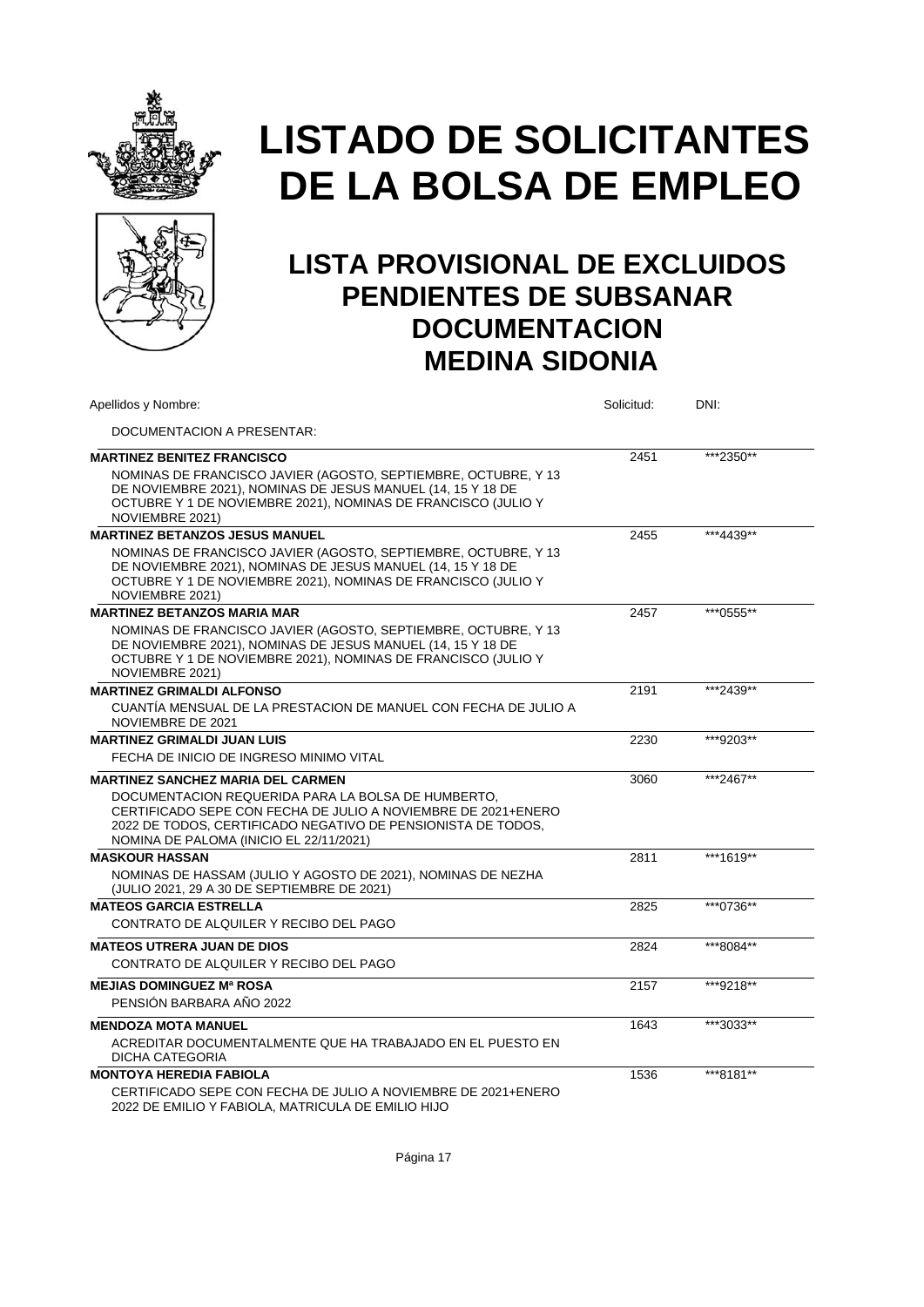# LISTADO DE SOLICITANTES DE LA BOLSA DE EMPLEO

## LISTA PROVISIONAL DE EXCLUIDOS PENDIENTES DE SUBSANAR DOCUMENTACION MEDINA SIDONIA

| Apellidos y Nombre:<br>DOCUMENTACION A PRESENTAR: | Solicitud: | DNI: |
|---|---|---|
| **MARTINEZ BENITEZ FRANCISCO**<br>NOMINAS DE FRANCISCO JAVIER (AGOSTO, SEPTIEMBRE, OCTUBRE, Y 13 DE NOVIEMBRE 2021), NOMINAS DE JESUS MANUEL (14, 15 Y 18 DE OCTUBRE Y 1 DE NOVIEMBRE 2021), NOMINAS DE FRANCISCO (JULIO Y NOVIEMBRE 2021) | 2451 | ***2350** |
| **MARTINEZ BETANZOS JESUS MANUEL**<br>NOMINAS DE FRANCISCO JAVIER (AGOSTO, SEPTIEMBRE, OCTUBRE, Y 13 DE NOVIEMBRE 2021), NOMINAS DE JESUS MANUEL (14, 15 Y 18 DE OCTUBRE Y 1 DE NOVIEMBRE 2021), NOMINAS DE FRANCISCO (JULIO Y NOVIEMBRE 2021) | 2455 | ***4439** |
| **MARTINEZ BETANZOS MARIA MAR**<br>NOMINAS DE FRANCISCO JAVIER (AGOSTO, SEPTIEMBRE, OCTUBRE, Y 13 DE NOVIEMBRE 2021), NOMINAS DE JESUS MANUEL (14, 15 Y 18 DE OCTUBRE Y 1 DE NOVIEMBRE 2021), NOMINAS DE FRANCISCO (JULIO Y NOVIEMBRE 2021) | 2457 | ***0555** |
| **MARTINEZ GRIMALDI ALFONSO**<br>CUANTÍA MENSUAL DE LA PRESTACION DE MANUEL CON FECHA DE JULIO A NOVIEMBRE DE 2021 | 2191 | ***2439** |
| **MARTINEZ GRIMALDI JUAN LUIS**<br>FECHA DE INICIO DE INGRESO MINIMO VITAL | 2230 | ***9203** |
| **MARTINEZ SANCHEZ MARIA DEL CARMEN**<br>DOCUMENTACION REQUERIDA PARA LA BOLSA DE HUMBERTO, CERTIFICADO SEPE CON FECHA DE JULIO A NOVIEMBRE DE 2021+ENERO 2022 DE TODOS, CERTIFICADO NEGATIVO DE PENSIONISTA DE TODOS, NOMINA DE PALOMA (INICIO EL 22/11/2021) | 3060 | ***2467** |
| **MASKOUR HASSAN**<br>NOMINAS DE HASSAM (JULIO Y AGOSTO DE 2021), NOMINAS DE NEZHA (JULIO 2021, 29 A 30 DE SEPTIEMBRE DE 2021) | 2811 | ***1619** |
| **MATEOS GARCIA ESTRELLA**<br>CONTRATO DE ALQUILER Y RECIBO DEL PAGO | 2825 | ***0736** |
| **MATEOS UTRERA JUAN DE DIOS**<br>CONTRATO DE ALQUILER Y RECIBO DEL PAGO | 2824 | ***8084** |
| **MEJIAS DOMINGUEZ Mª ROSA**<br>PENSIÓN BARBARA AÑO 2022 | 2157 | ***9218** |
| **MENDOZA MOTA MANUEL**<br>ACREDITAR DOCUMENTALMENTE QUE HA TRABAJADO EN EL PUESTO EN DICHA CATEGORIA | 1643 | ***3033** |
| **MONTOYA HEREDIA FABIOLA**<br>CERTIFICADO SEPE CON FECHA DE JULIO A NOVIEMBRE DE 2021+ENERO 2022 DE EMILIO Y FABIOLA, MATRICULA DE EMILIO HIJO | 1536 | ***8181** |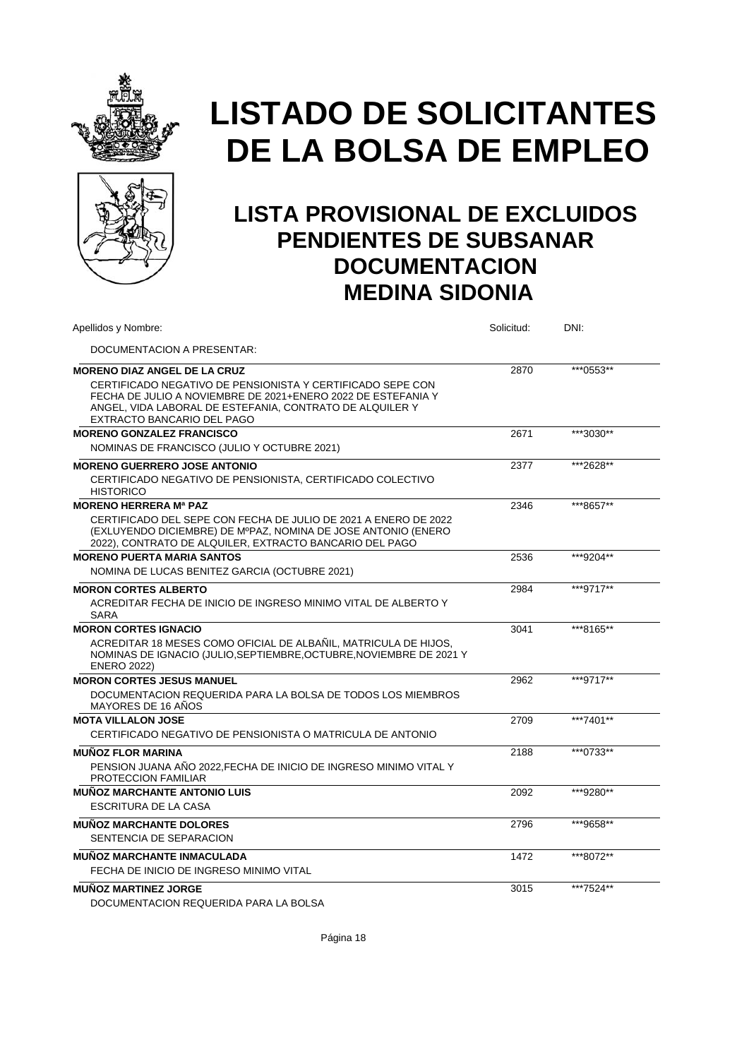# LISTADO DE SOLICITANTES DE LA BOLSA DE EMPLEO

## LISTA PROVISIONAL DE EXCLUIDOS PENDIENTES DE SUBSANAR DOCUMENTACION MEDINA SIDONIA

| Apellidos y Nombre: / DOCUMENTACION A PRESENTAR: | Solicitud: | DNI: |
|---|---|---|
| **MORENO DIAZ ANGEL DE LA CRUZ**<br>CERTIFICADO NEGATIVO DE PENSIONISTA Y CERTIFICADO SEPE CON FECHA DE JULIO A NOVIEMBRE DE 2021+ENERO 2022 DE ESTEFANIA Y ANGEL, VIDA LABORAL DE ESTEFANIA, CONTRATO DE ALQUILER Y EXTRACTO BANCARIO DEL PAGO | 2870 | ***0553** |
| **MORENO GONZALEZ FRANCISCO**<br>NOMINAS DE FRANCISCO (JULIO Y OCTUBRE 2021) | 2671 | ***3030** |
| **MORENO GUERRERO JOSE ANTONIO**<br>CERTIFICADO NEGATIVO DE PENSIONISTA, CERTIFICADO COLECTIVO HISTORICO | 2377 | ***2628** |
| **MORENO HERRERA Mª PAZ**<br>CERTIFICADO DEL SEPE CON FECHA DE JULIO DE 2021 A ENERO DE 2022 (EXLUYENDO DICIEMBRE) DE MºPAZ, NOMINA DE JOSE ANTONIO (ENERO 2022), CONTRATO DE ALQUILER, EXTRACTO BANCARIO DEL PAGO | 2346 | ***8657** |
| **MORENO PUERTA MARIA SANTOS**<br>NOMINA DE LUCAS BENITEZ GARCIA (OCTUBRE 2021) | 2536 | ***9204** |
| **MORON CORTES ALBERTO**<br>ACREDITAR FECHA DE INICIO DE INGRESO MINIMO VITAL DE ALBERTO Y SARA | 2984 | ***9717** |
| **MORON CORTES IGNACIO**<br>ACREDITAR 18 MESES COMO OFICIAL DE ALBAÑIL, MATRICULA DE HIJOS, NOMINAS DE IGNACIO (JULIO,SEPTIEMBRE,OCTUBRE,NOVIEMBRE DE 2021 Y ENERO 2022) | 3041 | ***8165** |
| **MORON CORTES JESUS MANUEL**<br>DOCUMENTACION REQUERIDA PARA LA BOLSA DE TODOS LOS MIEMBROS MAYORES DE 16 AÑOS | 2962 | ***9717** |
| **MOTA VILLALON JOSE**<br>CERTIFICADO NEGATIVO DE PENSIONISTA O MATRICULA DE ANTONIO | 2709 | ***7401** |
| **MUÑOZ FLOR MARINA**<br>PENSION JUANA AÑO 2022,FECHA DE INICIO DE INGRESO MINIMO VITAL Y PROTECCION FAMILIAR | 2188 | ***0733** |
| **MUÑOZ MARCHANTE ANTONIO LUIS**<br>ESCRITURA DE LA CASA | 2092 | ***9280** |
| **MUÑOZ MARCHANTE DOLORES**<br>SENTENCIA DE SEPARACION | 2796 | ***9658** |
| **MUÑOZ MARCHANTE INMACULADA**<br>FECHA DE INICIO DE INGRESO MINIMO VITAL | 1472 | ***8072** |
| **MUÑOZ MARTINEZ JORGE**<br>DOCUMENTACION REQUERIDA PARA LA BOLSA | 3015 | ***7524** |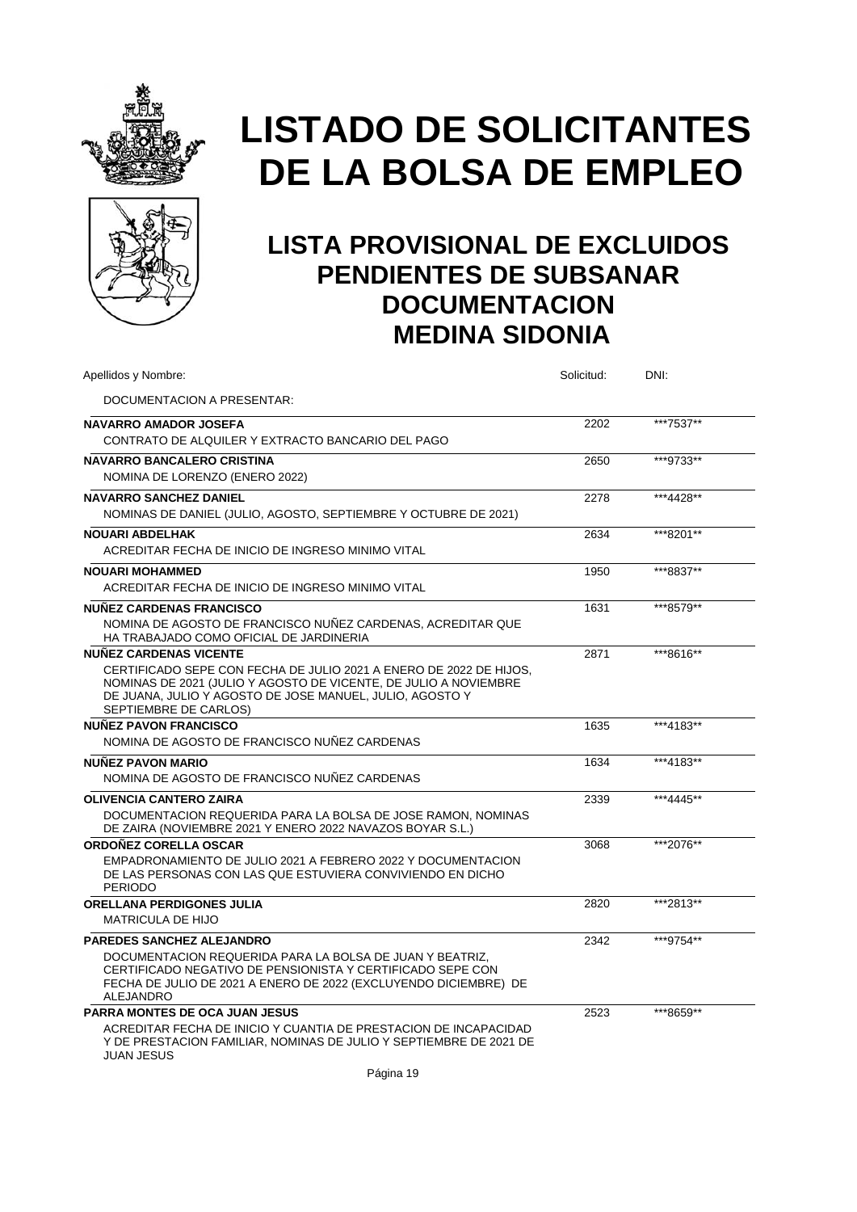# LISTADO DE SOLICITANTES DE LA BOLSA DE EMPLEO

## LISTA PROVISIONAL DE EXCLUIDOS PENDIENTES DE SUBSANAR DOCUMENTACION MEDINA SIDONIA

| Apellidos y Nombre: / DOCUMENTACION A PRESENTAR: | Solicitud: | DNI: |
|---|---|---|
| **NAVARRO AMADOR JOSEFA**<br>CONTRATO DE ALQUILER Y EXTRACTO BANCARIO DEL PAGO | 2202 | \*\*\*7537\*\* |
| **NAVARRO BANCALERO CRISTINA**<br>NOMINA DE LORENZO (ENERO 2022) | 2650 | \*\*\*9733\*\* |
| **NAVARRO SANCHEZ DANIEL**<br>NOMINAS DE DANIEL (JULIO, AGOSTO, SEPTIEMBRE Y OCTUBRE DE 2021) | 2278 | \*\*\*4428\*\* |
| **NOUARI ABDELHAK**<br>ACREDITAR FECHA DE INICIO DE INGRESO MINIMO VITAL | 2634 | \*\*\*8201\*\* |
| **NOUARI MOHAMMED**<br>ACREDITAR FECHA DE INICIO DE INGRESO MINIMO VITAL | 1950 | \*\*\*8837\*\* |
| **NUÑEZ CARDENAS FRANCISCO**<br>NOMINA DE AGOSTO DE FRANCISCO NUÑEZ CARDENAS, ACREDITAR QUE HA TRABAJADO COMO OFICIAL DE JARDINERIA | 1631 | \*\*\*8579\*\* |
| **NUÑEZ CARDENAS VICENTE**<br>CERTIFICADO SEPE CON FECHA DE JULIO 2021 A ENERO DE 2022 DE HIJOS, NOMINAS DE 2021 (JULIO Y AGOSTO DE VICENTE, DE JULIO A NOVIEMBRE DE JUANA, JULIO Y AGOSTO DE JOSE MANUEL, JULIO, AGOSTO Y SEPTIEMBRE DE CARLOS) | 2871 | \*\*\*8616\*\* |
| **NUÑEZ PAVON FRANCISCO**<br>NOMINA DE AGOSTO DE FRANCISCO NUÑEZ CARDENAS | 1635 | \*\*\*4183\*\* |
| **NUÑEZ PAVON MARIO**<br>NOMINA DE AGOSTO DE FRANCISCO NUÑEZ CARDENAS | 1634 | \*\*\*4183\*\* |
| **OLIVENCIA CANTERO ZAIRA**<br>DOCUMENTACION REQUERIDA PARA LA BOLSA DE JOSE RAMON, NOMINAS DE ZAIRA (NOVIEMBRE 2021 Y ENERO 2022 NAVAZOS BOYAR S.L.) | 2339 | \*\*\*4445\*\* |
| **ORDOÑEZ CORELLA OSCAR**<br>EMPADRONAMIENTO DE JULIO 2021 A FEBRERO 2022 Y DOCUMENTACION DE LAS PERSONAS CON LAS QUE ESTUVIERA CONVIVIENDO EN DICHO PERIODO | 3068 | \*\*\*2076\*\* |
| **ORELLANA PERDIGONES JULIA**<br>MATRICULA DE HIJO | 2820 | \*\*\*2813\*\* |
| **PAREDES SANCHEZ ALEJANDRO**<br>DOCUMENTACION REQUERIDA PARA LA BOLSA DE JUAN Y BEATRIZ, CERTIFICADO NEGATIVO DE PENSIONISTA Y CERTIFICADO SEPE CON FECHA DE JULIO DE 2021 A ENERO DE 2022 (EXCLUYENDO DICIEMBRE) DE ALEJANDRO | 2342 | \*\*\*9754\*\* |
| **PARRA MONTES DE OCA JUAN JESUS**<br>ACREDITAR FECHA DE INICIO Y CUANTIA DE PRESTACION DE INCAPACIDAD Y DE PRESTACION FAMILIAR, NOMINAS DE JULIO Y SEPTIEMBRE DE 2021 DE JUAN JESUS | 2523 | \*\*\*8659\*\* |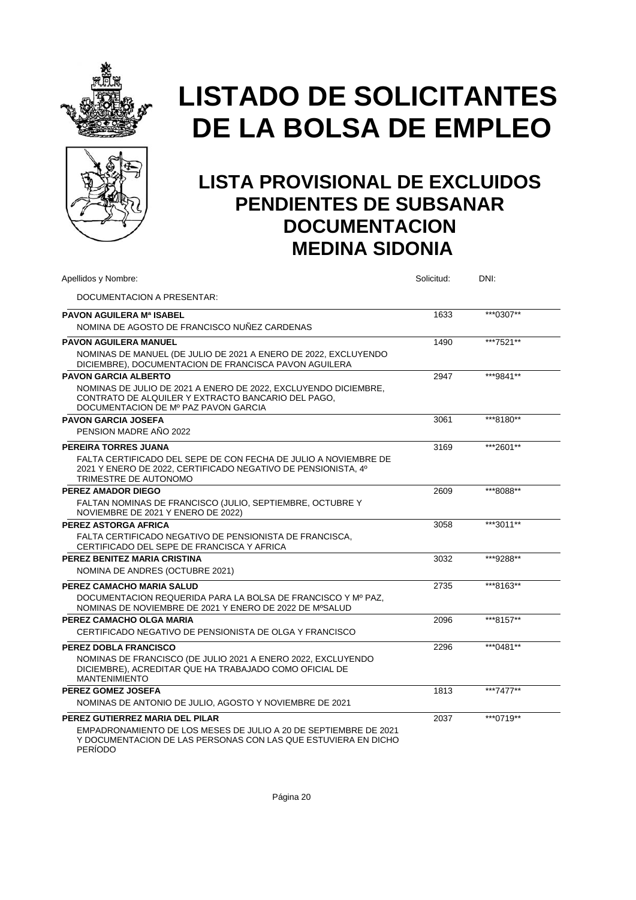# LISTADO DE SOLICITANTES DE LA BOLSA DE EMPLEO

## LISTA PROVISIONAL DE EXCLUIDOS PENDIENTES DE SUBSANAR DOCUMENTACION MEDINA SIDONIA

| Apellidos y Nombre:<br>DOCUMENTACION A PRESENTAR: | Solicitud: | DNI: |
|---|---|---|
| **PAVON AGUILERA Mª ISABEL**<br>NOMINA DE AGOSTO DE FRANCISCO NUÑEZ CARDENAS | 1633 | \*\*\*0307\*\* |
| **PAVON AGUILERA MANUEL**<br>NOMINAS DE MANUEL (DE JULIO DE 2021 A ENERO DE 2022, EXCLUYENDO DICIEMBRE), DOCUMENTACION DE FRANCISCA PAVON AGUILERA | 1490 | \*\*\*7521\*\* |
| **PAVON GARCIA ALBERTO**<br>NOMINAS DE JULIO DE 2021 A ENERO DE 2022, EXCLUYENDO DICIEMBRE, CONTRATO DE ALQUILER Y EXTRACTO BANCARIO DEL PAGO, DOCUMENTACION DE Mº PAZ PAVON GARCIA | 2947 | \*\*\*9841\*\* |
| **PAVON GARCIA JOSEFA**<br>PENSION MADRE AÑO 2022 | 3061 | \*\*\*8180\*\* |
| **PEREIRA TORRES JUANA**<br>FALTA CERTIFICADO DEL SEPE DE CON FECHA DE JULIO A NOVIEMBRE DE 2021 Y ENERO DE 2022, CERTIFICADO NEGATIVO DE PENSIONISTA, 4º TRIMESTRE DE AUTONOMO | 3169 | \*\*\*2601\*\* |
| **PEREZ AMADOR DIEGO**<br>FALTAN NOMINAS DE FRANCISCO (JULIO, SEPTIEMBRE, OCTUBRE Y NOVIEMBRE DE 2021 Y ENERO DE 2022) | 2609 | \*\*\*8088\*\* |
| **PEREZ ASTORGA AFRICA**<br>FALTA CERTIFICADO NEGATIVO DE PENSIONISTA DE FRANCISCA, CERTIFICADO DEL SEPE DE FRANCISCA Y AFRICA | 3058 | \*\*\*3011\*\* |
| **PEREZ BENITEZ MARIA CRISTINA**<br>NOMINA DE ANDRES (OCTUBRE 2021) | 3032 | \*\*\*9288\*\* |
| **PEREZ CAMACHO MARIA SALUD**<br>DOCUMENTACION REQUERIDA PARA LA BOLSA DE FRANCISCO Y Mº PAZ, NOMINAS DE NOVIEMBRE DE 2021 Y ENERO DE 2022 DE MºSALUD | 2735 | \*\*\*8163\*\* |
| **PEREZ CAMACHO OLGA MARIA**<br>CERTIFICADO NEGATIVO DE PENSIONISTA DE OLGA Y FRANCISCO | 2096 | \*\*\*8157\*\* |
| **PEREZ DOBLA FRANCISCO**<br>NOMINAS DE FRANCISCO (DE JULIO 2021 A ENERO 2022, EXCLUYENDO DICIEMBRE), ACREDITAR QUE HA TRABAJADO COMO OFICIAL DE MANTENIMIENTO | 2296 | \*\*\*0481\*\* |
| **PEREZ GOMEZ JOSEFA**<br>NOMINAS DE ANTONIO DE JULIO, AGOSTO Y NOVIEMBRE DE 2021 | 1813 | \*\*\*7477\*\* |
| **PEREZ GUTIERREZ MARIA DEL PILAR**<br>EMPADRONAMIENTO DE LOS MESES DE JULIO A 20 DE SEPTIEMBRE DE 2021 Y DOCUMENTACION DE LAS PERSONAS CON LAS QUE ESTUVIERA EN DICHO PERÍODO | 2037 | \*\*\*0719\*\* |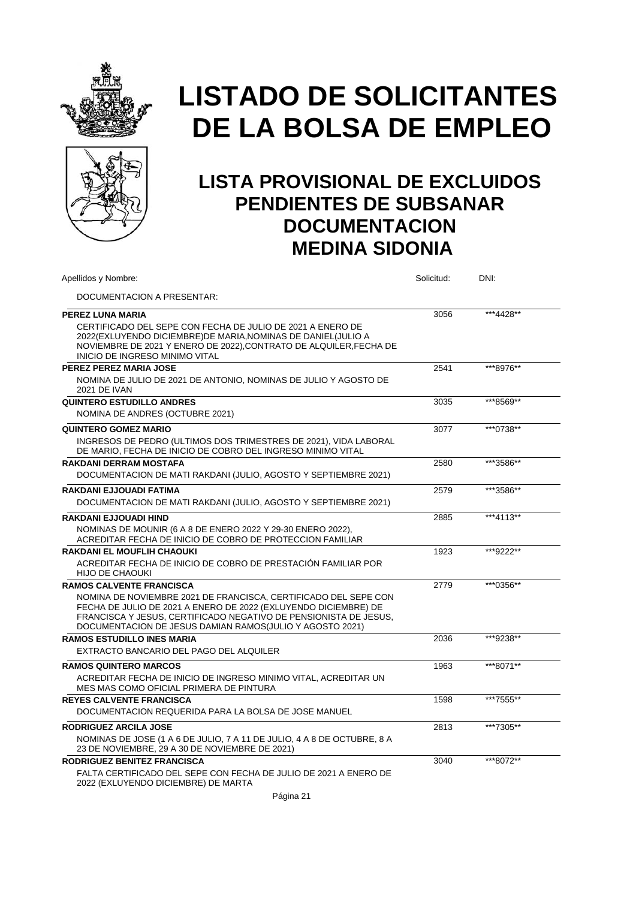# LISTADO DE SOLICITANTES DE LA BOLSA DE EMPLEO

## LISTA PROVISIONAL DE EXCLUIDOS PENDIENTES DE SUBSANAR DOCUMENTACION MEDINA SIDONIA

| Apellidos y Nombre: | Solicitud: | DNI: |
|---|---|---|
| DOCUMENTACION A PRESENTAR: | | |
| **PEREZ LUNA MARIA** | 3056 | ***4428** |
| CERTIFICADO DEL SEPE CON FECHA DE JULIO DE 2021 A ENERO DE 2022(EXLUYENDO DICIEMBRE)DE MARIA,NOMINAS DE DANIEL(JULIO A NOVIEMBRE DE 2021 Y ENERO DE 2022),CONTRATO DE ALQUILER,FECHA DE INICIO DE INGRESO MINIMO VITAL | | |
| **PEREZ PEREZ MARIA JOSE** | 2541 | ***8976** |
| NOMINA DE JULIO DE 2021 DE ANTONIO, NOMINAS DE JULIO Y AGOSTO DE 2021 DE IVAN | | |
| **QUINTERO ESTUDILLO ANDRES** | 3035 | ***8569** |
| NOMINA DE ANDRES (OCTUBRE 2021) | | |
| **QUINTERO GOMEZ MARIO** | 3077 | ***0738** |
| INGRESOS DE PEDRO (ULTIMOS DOS TRIMESTRES DE 2021), VIDA LABORAL DE MARIO, FECHA DE INICIO DE COBRO DEL INGRESO MINIMO VITAL | | |
| **RAKDANI DERRAM MOSTAFA** | 2580 | ***3586** |
| DOCUMENTACION DE MATI RAKDANI (JULIO, AGOSTO Y SEPTIEMBRE 2021) | | |
| **RAKDANI EJJOUADI FATIMA** | 2579 | ***3586** |
| DOCUMENTACION DE MATI RAKDANI (JULIO, AGOSTO Y SEPTIEMBRE 2021) | | |
| **RAKDANI EJJOUADI HIND** | 2885 | ***4113** |
| NOMINAS DE MOUNIR (6 A 8 DE ENERO 2022 Y 29-30 ENERO 2022), ACREDITAR FECHA DE INICIO DE COBRO DE PROTECCION FAMILIAR | | |
| **RAKDANI EL MOUFLIH CHAOUKI** | 1923 | ***9222** |
| ACREDITAR FECHA DE INICIO DE COBRO DE PRESTACIÓN FAMILIAR POR HIJO DE CHAOUKI | | |
| **RAMOS CALVENTE FRANCISCA** | 2779 | ***0356** |
| NOMINA DE NOVIEMBRE 2021 DE FRANCISCA, CERTIFICADO DEL SEPE CON FECHA DE JULIO DE 2021 A ENERO DE 2022 (EXLUYENDO DICIEMBRE) DE FRANCISCA Y JESUS, CERTIFICADO NEGATIVO DE PENSIONISTA DE JESUS, DOCUMENTACION DE JESUS DAMIAN RAMOS(JULIO Y AGOSTO 2021) | | |
| **RAMOS ESTUDILLO INES MARIA** | 2036 | ***9238** |
| EXTRACTO BANCARIO DEL PAGO DEL ALQUILER | | |
| **RAMOS QUINTERO MARCOS** | 1963 | ***8071** |
| ACREDITAR FECHA DE INICIO DE INGRESO MINIMO VITAL, ACREDITAR UN MES MAS COMO OFICIAL PRIMERA DE PINTURA | | |
| **REYES CALVENTE FRANCISCA** | 1598 | ***7555** |
| DOCUMENTACION REQUERIDA PARA LA BOLSA DE JOSE MANUEL | | |
| **RODRIGUEZ ARCILA JOSE** | 2813 | ***7305** |
| NOMINAS DE JOSE (1 A 6 DE JULIO, 7 A 11 DE JULIO, 4 A 8 DE OCTUBRE, 8 A 23 DE NOVIEMBRE, 29 A 30 DE NOVIEMBRE DE 2021) | | |
| **RODRIGUEZ BENITEZ FRANCISCA** | 3040 | ***8072** |
| FALTA CERTIFICADO DEL SEPE CON FECHA DE JULIO DE 2021 A ENERO DE 2022 (EXLUYENDO DICIEMBRE) DE MARTA | | |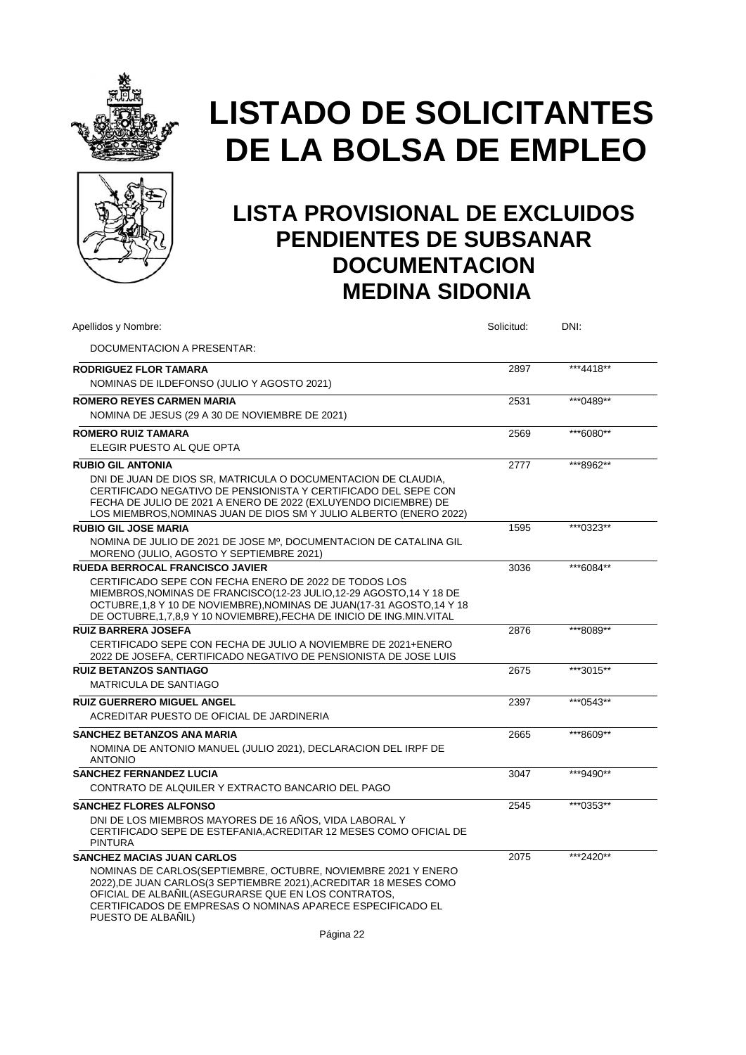# LISTADO DE SOLICITANTES DE LA BOLSA DE EMPLEO

## LISTA PROVISIONAL DE EXCLUIDOS PENDIENTES DE SUBSANAR DOCUMENTACION MEDINA SIDONIA

| Apellidos y Nombre: | Solicitud: | DNI: |
|---|---|---|
| DOCUMENTACION A PRESENTAR: | | |
| **RODRIGUEZ FLOR TAMARA** | 2897 | ***4418** |
| NOMINAS DE ILDEFONSO (JULIO Y AGOSTO 2021) | | |
| **ROMERO REYES CARMEN MARIA** | 2531 | ***0489** |
| NOMINA DE JESUS (29 A 30 DE NOVIEMBRE DE 2021) | | |
| **ROMERO RUIZ TAMARA** | 2569 | ***6080** |
| ELEGIR PUESTO AL QUE OPTA | | |
| **RUBIO GIL ANTONIA** | 2777 | ***8962** |
| DNI DE JUAN DE DIOS SR, MATRICULA O DOCUMENTACION DE CLAUDIA, CERTIFICADO NEGATIVO DE PENSIONISTA Y CERTIFICADO DEL SEPE CON FECHA DE JULIO DE 2021 A ENERO DE 2022 (EXLUYENDO DICIEMBRE) DE LOS MIEMBROS,NOMINAS JUAN DE DIOS SM Y JULIO ALBERTO (ENERO 2022) | | |
| **RUBIO GIL JOSE MARIA** | 1595 | ***0323** |
| NOMINA DE JULIO DE 2021 DE JOSE Mº, DOCUMENTACION DE CATALINA GIL MORENO (JULIO, AGOSTO Y SEPTIEMBRE 2021) | | |
| **RUEDA BERROCAL FRANCISCO JAVIER** | 3036 | ***6084** |
| CERTIFICADO SEPE CON FECHA ENERO DE 2022 DE TODOS LOS MIEMBROS,NOMINAS DE FRANCISCO(12-23 JULIO,12-29 AGOSTO,14 Y 18 DE OCTUBRE,1,8 Y 10 DE NOVIEMBRE),NOMINAS DE JUAN(17-31 AGOSTO,14 Y 18 DE OCTUBRE,1,7,8,9 Y 10 NOVIEMBRE),FECHA DE INICIO DE ING.MIN.VITAL | | |
| **RUIZ BARRERA JOSEFA** | 2876 | ***8089** |
| CERTIFICADO SEPE CON FECHA DE JULIO A NOVIEMBRE DE 2021+ENERO 2022 DE JOSEFA, CERTIFICADO NEGATIVO DE PENSIONISTA DE JOSE LUIS | | |
| **RUIZ BETANZOS SANTIAGO** | 2675 | ***3015** |
| MATRICULA DE SANTIAGO | | |
| **RUIZ GUERRERO MIGUEL ANGEL** | 2397 | ***0543** |
| ACREDITAR PUESTO DE OFICIAL DE JARDINERIA | | |
| **SANCHEZ BETANZOS ANA MARIA** | 2665 | ***8609** |
| NOMINA DE ANTONIO MANUEL (JULIO 2021), DECLARACION DEL IRPF DE ANTONIO | | |
| **SANCHEZ FERNANDEZ LUCIA** | 3047 | ***9490** |
| CONTRATO DE ALQUILER Y EXTRACTO BANCARIO DEL PAGO | | |
| **SANCHEZ FLORES ALFONSO** | 2545 | ***0353** |
| DNI DE LOS MIEMBROS MAYORES DE 16 AÑOS, VIDA LABORAL Y CERTIFICADO SEPE DE ESTEFANIA,ACREDITAR 12 MESES COMO OFICIAL DE PINTURA | | |
| **SANCHEZ MACIAS JUAN CARLOS** | 2075 | ***2420** |
| NOMINAS DE CARLOS(SEPTIEMBRE, OCTUBRE, NOVIEMBRE 2021 Y ENERO 2022),DE JUAN CARLOS(3 SEPTIEMBRE 2021),ACREDITAR 18 MESES COMO OFICIAL DE ALBAÑIL(ASEGURARSE QUE EN LOS CONTRATOS, CERTIFICADOS DE EMPRESAS O NOMINAS APARECE ESPECIFICADO EL PUESTO DE ALBAÑIL) | | |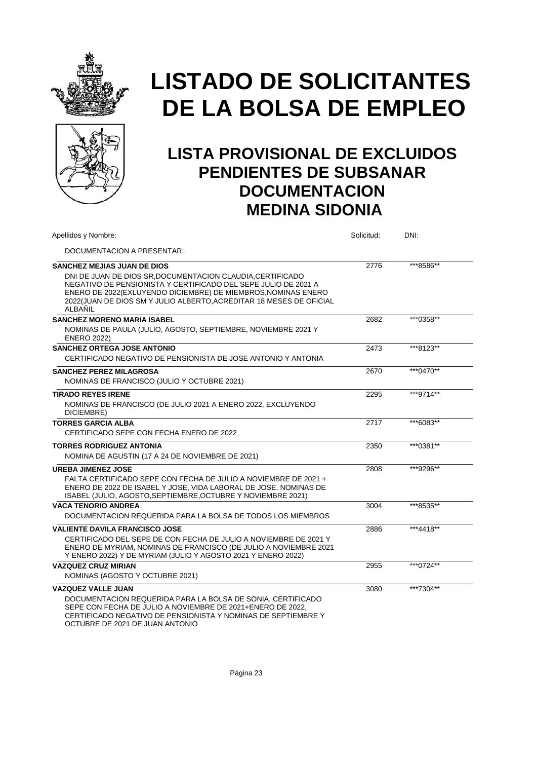# LISTADO DE SOLICITANTES DE LA BOLSA DE EMPLEO

## LISTA PROVISIONAL DE EXCLUIDOS PENDIENTES DE SUBSANAR DOCUMENTACION MEDINA SIDONIA

| Apellidos y Nombre: / DOCUMENTACION A PRESENTAR: | Solicitud: | DNI: |
|---|---|---|
| **SANCHEZ MEJIAS JUAN DE DIOS**<br>DNI DE JUAN DE DIOS SR,DOCUMENTACION CLAUDIA,CERTIFICADO NEGATIVO DE PENSIONISTA Y CERTIFICADO DEL SEPE JULIO DE 2021 A ENERO DE 2022(EXLUYENDO DICIEMBRE) DE MIEMBROS,NOMINAS ENERO 2022(JUAN DE DIOS SM Y JULIO ALBERTO,ACREDITAR 18 MESES DE OFICIAL ALBAÑIL | 2776 | ***8586** |
| **SANCHEZ MORENO MARIA ISABEL**<br>NOMINAS DE PAULA (JULIO, AGOSTO, SEPTIEMBRE, NOVIEMBRE 2021 Y ENERO 2022) | 2682 | ***0358** |
| **SANCHEZ ORTEGA JOSE ANTONIO**<br>CERTIFICADO NEGATIVO DE PENSIONISTA DE JOSE ANTONIO Y ANTONIA | 2473 | ***8123** |
| **SANCHEZ PEREZ MILAGROSA**<br>NOMINAS DE FRANCISCO (JULIO Y OCTUBRE 2021) | 2670 | ***0470** |
| **TIRADO REYES IRENE**<br>NOMINAS DE FRANCISCO (DE JULIO 2021 A ENERO 2022, EXCLUYENDO DICIEMBRE) | 2295 | ***9714** |
| **TORRES GARCIA ALBA**<br>CERTIFICADO SEPE CON FECHA ENERO DE 2022 | 2717 | ***6083** |
| **TORRES RODRIGUEZ ANTONIA**<br>NOMINA DE AGUSTIN (17 A 24 DE NOVIEMBRE DE 2021) | 2350 | ***0381** |
| **UREBA JIMENEZ JOSE**<br>FALTA CERTIFICADO SEPE CON FECHA DE JULIO A NOVIEMBRE DE 2021 + ENERO DE 2022 DE ISABEL Y JOSE, VIDA LABORAL DE JOSE, NOMINAS DE ISABEL (JULIO, AGOSTO,SEPTIEMBRE,OCTUBRE Y NOVIEMBRE 2021) | 2808 | ***9296** |
| **VACA TENORIO ANDREA**<br>DOCUMENTACION REQUERIDA PARA LA BOLSA DE TODOS LOS MIEMBROS | 3004 | ***8535** |
| **VALIENTE DAVILA FRANCISCO JOSE**<br>CERTIFICADO DEL SEPE DE CON FECHA DE JULIO A NOVIEMBRE DE 2021 Y ENERO DE MYRIAM, NOMINAS DE FRANCISCO (DE JULIO A NOVIEMBRE 2021 Y ENERO 2022) Y DE MYRIAM (JULIO Y AGOSTO 2021 Y ENERO 2022) | 2886 | ***4418** |
| **VAZQUEZ CRUZ MIRIAN**<br>NOMINAS (AGOSTO Y OCTUBRE 2021) | 2955 | ***0724** |
| **VAZQUEZ VALLE JUAN**<br>DOCUMENTACION REQUERIDA PARA LA BOLSA DE SONIA, CERTIFICADO SEPE CON FECHA DE JULIO A NOVIEMBRE DE 2021+ENERO DE 2022, CERTIFICADO NEGATIVO DE PENSIONISTA Y NOMINAS DE SEPTIEMBRE Y OCTUBRE DE 2021 DE JUAN ANTONIO | 3080 | ***7304** |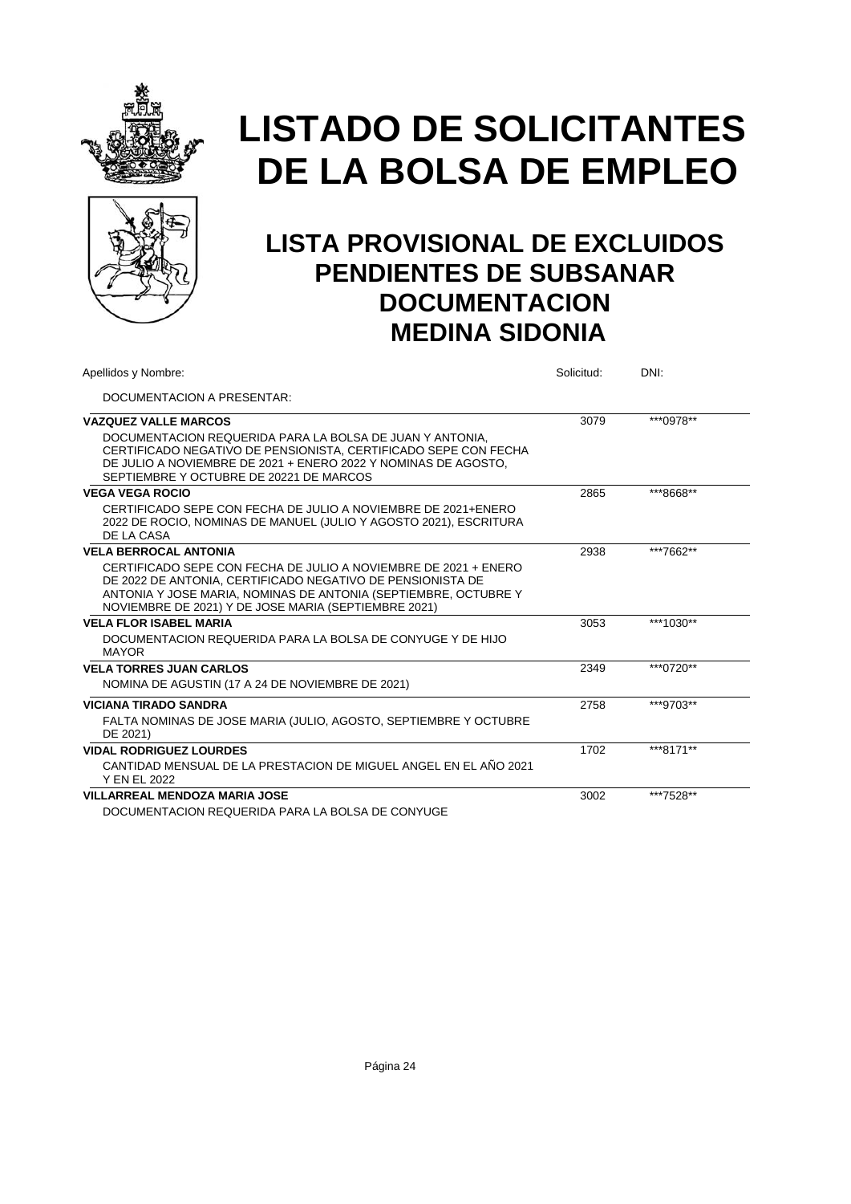# LISTADO DE SOLICITANTES DE LA BOLSA DE EMPLEO

## LISTA PROVISIONAL DE EXCLUIDOS PENDIENTES DE SUBSANAR DOCUMENTACION MEDINA SIDONIA

| Apellidos y Nombre: | Solicitud: | DNI: |
|---|---|---|
| DOCUMENTACION A PRESENTAR: | | |
| **VAZQUEZ VALLE MARCOS** | 3079 | \*\*\*0978\*\* |
| DOCUMENTACION REQUERIDA PARA LA BOLSA DE JUAN Y ANTONIA, CERTIFICADO NEGATIVO DE PENSIONISTA, CERTIFICADO SEPE CON FECHA DE JULIO A NOVIEMBRE DE 2021 + ENERO 2022 Y NOMINAS DE AGOSTO, SEPTIEMBRE Y OCTUBRE DE 20221 DE MARCOS | | |
| **VEGA VEGA ROCIO** | 2865 | \*\*\*8668\*\* |
| CERTIFICADO SEPE CON FECHA DE JULIO A NOVIEMBRE DE 2021+ENERO 2022 DE ROCIO, NOMINAS DE MANUEL (JULIO Y AGOSTO 2021), ESCRITURA DE LA CASA | | |
| **VELA BERROCAL ANTONIA** | 2938 | \*\*\*7662\*\* |
| CERTIFICADO SEPE CON FECHA DE JULIO A NOVIEMBRE DE 2021 + ENERO DE 2022 DE ANTONIA, CERTIFICADO NEGATIVO DE PENSIONISTA DE ANTONIA Y JOSE MARIA, NOMINAS DE ANTONIA (SEPTIEMBRE, OCTUBRE Y NOVIEMBRE DE 2021) Y DE JOSE MARIA (SEPTIEMBRE 2021) | | |
| **VELA FLOR ISABEL MARIA** | 3053 | \*\*\*1030\*\* |
| DOCUMENTACION REQUERIDA PARA LA BOLSA DE CONYUGE Y DE HIJO MAYOR | | |
| **VELA TORRES JUAN CARLOS** | 2349 | \*\*\*0720\*\* |
| NOMINA DE AGUSTIN (17 A 24 DE NOVIEMBRE DE 2021) | | |
| **VICIANA TIRADO SANDRA** | 2758 | \*\*\*9703\*\* |
| FALTA NOMINAS DE JOSE MARIA (JULIO, AGOSTO, SEPTIEMBRE Y OCTUBRE DE 2021) | | |
| **VIDAL RODRIGUEZ LOURDES** | 1702 | \*\*\*8171\*\* |
| CANTIDAD MENSUAL DE LA PRESTACION DE MIGUEL ANGEL EN EL AÑO 2021 Y EN EL 2022 | | |
| **VILLARREAL MENDOZA MARIA JOSE** | 3002 | \*\*\*7528\*\* |
| DOCUMENTACION REQUERIDA PARA LA BOLSA DE CONYUGE | | |